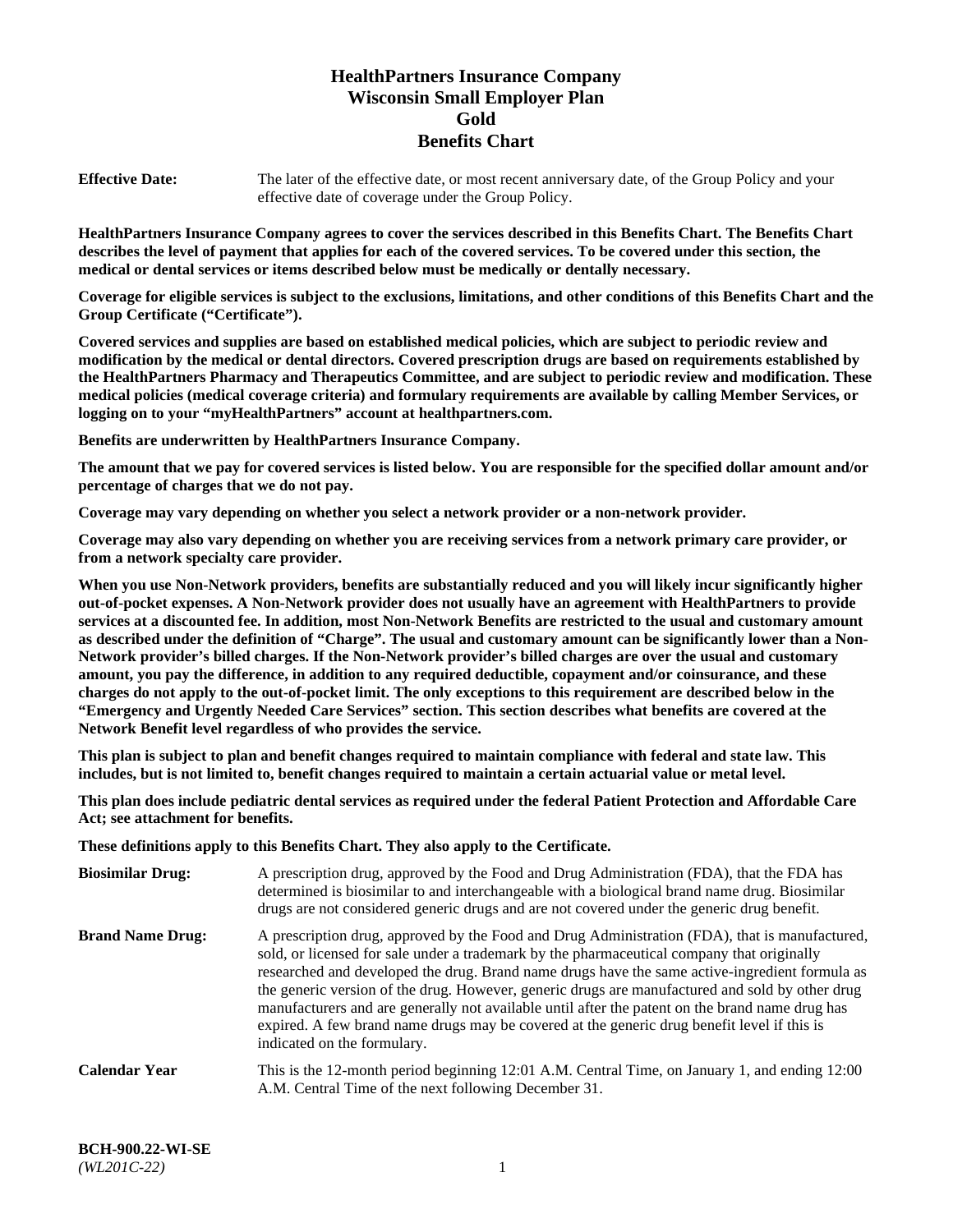# HealthPartners Insurance Company
# Wisconsin Small Employer Plan
# Gold
# Benefits Chart

**Effective Date:** The later of the effective date, or most recent anniversary date, of the Group Policy and your effective date of coverage under the Group Policy.

**HealthPartners Insurance Company agrees to cover the services described in this Benefits Chart. The Benefits Chart describes the level of payment that applies for each of the covered services. To be covered under this section, the medical or dental services or items described below must be medically or dentally necessary.**

**Coverage for eligible services is subject to the exclusions, limitations, and other conditions of this Benefits Chart and the Group Certificate ("Certificate").**

**Covered services and supplies are based on established medical policies, which are subject to periodic review and modification by the medical or dental directors. Covered prescription drugs are based on requirements established by the HealthPartners Pharmacy and Therapeutics Committee, and are subject to periodic review and modification. These medical policies (medical coverage criteria) and formulary requirements are available by calling Member Services, or logging on to your "myHealthPartners" account at healthpartners.com.**

**Benefits are underwritten by HealthPartners Insurance Company.**

**The amount that we pay for covered services is listed below. You are responsible for the specified dollar amount and/or percentage of charges that we do not pay.**

**Coverage may vary depending on whether you select a network provider or a non-network provider.**

**Coverage may also vary depending on whether you are receiving services from a network primary care provider, or from a network specialty care provider.**

**When you use Non-Network providers, benefits are substantially reduced and you will likely incur significantly higher out-of-pocket expenses. A Non-Network provider does not usually have an agreement with HealthPartners to provide services at a discounted fee. In addition, most Non-Network Benefits are restricted to the usual and customary amount as described under the definition of "Charge". The usual and customary amount can be significantly lower than a Non-Network provider's billed charges. If the Non-Network provider's billed charges are over the usual and customary amount, you pay the difference, in addition to any required deductible, copayment and/or coinsurance, and these charges do not apply to the out-of-pocket limit. The only exceptions to this requirement are described below in the "Emergency and Urgently Needed Care Services" section. This section describes what benefits are covered at the Network Benefit level regardless of who provides the service.**

**This plan is subject to plan and benefit changes required to maintain compliance with federal and state law. This includes, but is not limited to, benefit changes required to maintain a certain actuarial value or metal level.**

**This plan does include pediatric dental services as required under the federal Patient Protection and Affordable Care Act; see attachment for benefits.**

**These definitions apply to this Benefits Chart. They also apply to the Certificate.**

**Biosimilar Drug:** A prescription drug, approved by the Food and Drug Administration (FDA), that the FDA has determined is biosimilar to and interchangeable with a biological brand name drug. Biosimilar drugs are not considered generic drugs and are not covered under the generic drug benefit.

**Brand Name Drug:** A prescription drug, approved by the Food and Drug Administration (FDA), that is manufactured, sold, or licensed for sale under a trademark by the pharmaceutical company that originally researched and developed the drug. Brand name drugs have the same active-ingredient formula as the generic version of the drug. However, generic drugs are manufactured and sold by other drug manufacturers and are generally not available until after the patent on the brand name drug has expired. A few brand name drugs may be covered at the generic drug benefit level if this is indicated on the formulary.

**Calendar Year** This is the 12-month period beginning 12:01 A.M. Central Time, on January 1, and ending 12:00 A.M. Central Time of the next following December 31.

**BCH-900.22-WI-SE**
*(WL201C-22)*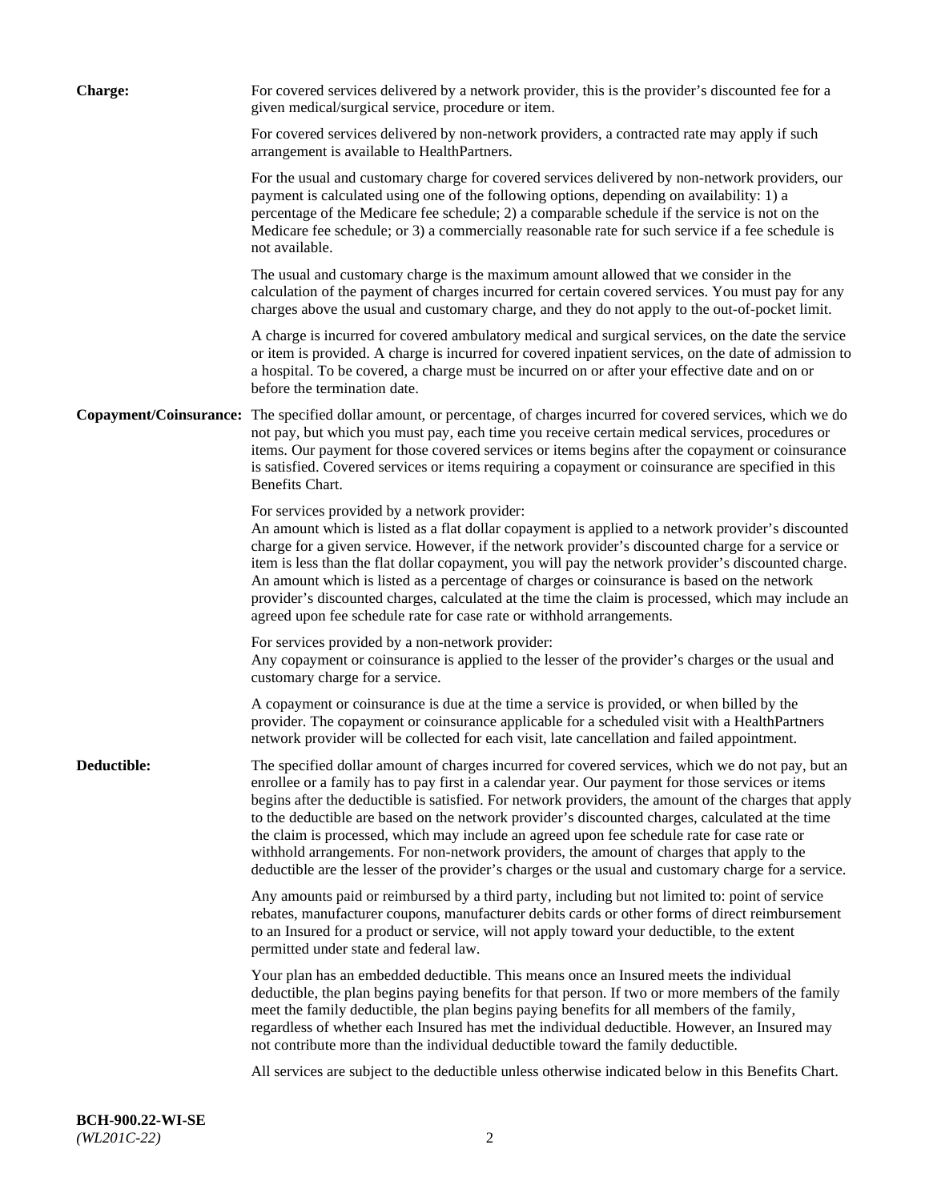**Charge:** For covered services delivered by a network provider, this is the provider's discounted fee for a given medical/surgical service, procedure or item.

For covered services delivered by non-network providers, a contracted rate may apply if such arrangement is available to HealthPartners.

For the usual and customary charge for covered services delivered by non-network providers, our payment is calculated using one of the following options, depending on availability: 1) a percentage of the Medicare fee schedule; 2) a comparable schedule if the service is not on the Medicare fee schedule; or 3) a commercially reasonable rate for such service if a fee schedule is not available.

The usual and customary charge is the maximum amount allowed that we consider in the calculation of the payment of charges incurred for certain covered services. You must pay for any charges above the usual and customary charge, and they do not apply to the out-of-pocket limit.

A charge is incurred for covered ambulatory medical and surgical services, on the date the service or item is provided. A charge is incurred for covered inpatient services, on the date of admission to a hospital. To be covered, a charge must be incurred on or after your effective date and on or before the termination date.

**Copayment/Coinsurance:** The specified dollar amount, or percentage, of charges incurred for covered services, which we do not pay, but which you must pay, each time you receive certain medical services, procedures or items. Our payment for those covered services or items begins after the copayment or coinsurance is satisfied. Covered services or items requiring a copayment or coinsurance are specified in this Benefits Chart.

For services provided by a network provider:
An amount which is listed as a flat dollar copayment is applied to a network provider's discounted charge for a given service. However, if the network provider's discounted charge for a service or item is less than the flat dollar copayment, you will pay the network provider's discounted charge. An amount which is listed as a percentage of charges or coinsurance is based on the network provider's discounted charges, calculated at the time the claim is processed, which may include an agreed upon fee schedule rate for case rate or withhold arrangements.

For services provided by a non-network provider:
Any copayment or coinsurance is applied to the lesser of the provider's charges or the usual and customary charge for a service.

A copayment or coinsurance is due at the time a service is provided, or when billed by the provider. The copayment or coinsurance applicable for a scheduled visit with a HealthPartners network provider will be collected for each visit, late cancellation and failed appointment.

**Deductible:** The specified dollar amount of charges incurred for covered services, which we do not pay, but an enrollee or a family has to pay first in a calendar year. Our payment for those services or items begins after the deductible is satisfied. For network providers, the amount of the charges that apply to the deductible are based on the network provider's discounted charges, calculated at the time the claim is processed, which may include an agreed upon fee schedule rate for case rate or withhold arrangements. For non-network providers, the amount of charges that apply to the deductible are the lesser of the provider's charges or the usual and customary charge for a service.

Any amounts paid or reimbursed by a third party, including but not limited to: point of service rebates, manufacturer coupons, manufacturer debits cards or other forms of direct reimbursement to an Insured for a product or service, will not apply toward your deductible, to the extent permitted under state and federal law.

Your plan has an embedded deductible. This means once an Insured meets the individual deductible, the plan begins paying benefits for that person. If two or more members of the family meet the family deductible, the plan begins paying benefits for all members of the family, regardless of whether each Insured has met the individual deductible. However, an Insured may not contribute more than the individual deductible toward the family deductible.

All services are subject to the deductible unless otherwise indicated below in this Benefits Chart.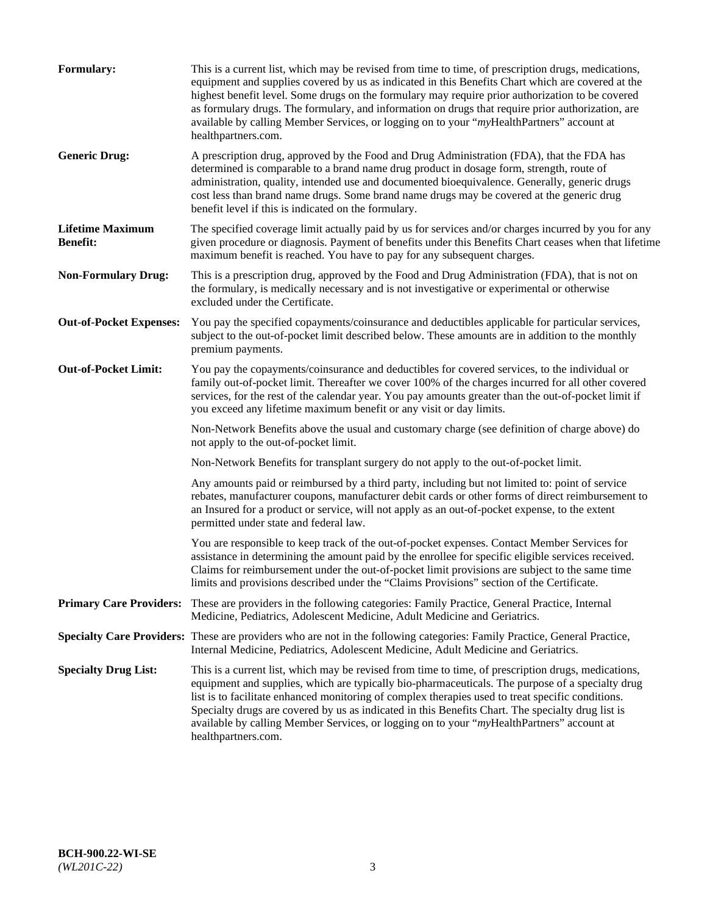**Formulary:** This is a current list, which may be revised from time to time, of prescription drugs, medications, equipment and supplies covered by us as indicated in this Benefits Chart which are covered at the highest benefit level. Some drugs on the formulary may require prior authorization to be covered as formulary drugs. The formulary, and information on drugs that require prior authorization, are available by calling Member Services, or logging on to your "*my*HealthPartners" account at healthpartners.com.

**Generic Drug:** A prescription drug, approved by the Food and Drug Administration (FDA), that the FDA has determined is comparable to a brand name drug product in dosage form, strength, route of administration, quality, intended use and documented bioequivalence. Generally, generic drugs cost less than brand name drugs. Some brand name drugs may be covered at the generic drug benefit level if this is indicated on the formulary.

**Lifetime Maximum Benefit:** The specified coverage limit actually paid by us for services and/or charges incurred by you for any given procedure or diagnosis. Payment of benefits under this Benefits Chart ceases when that lifetime maximum benefit is reached. You have to pay for any subsequent charges.

**Non-Formulary Drug:** This is a prescription drug, approved by the Food and Drug Administration (FDA), that is not on the formulary, is medically necessary and is not investigative or experimental or otherwise excluded under the Certificate.

**Out-of-Pocket Expenses:** You pay the specified copayments/coinsurance and deductibles applicable for particular services, subject to the out-of-pocket limit described below. These amounts are in addition to the monthly premium payments.

**Out-of-Pocket Limit:** You pay the copayments/coinsurance and deductibles for covered services, to the individual or family out-of-pocket limit. Thereafter we cover 100% of the charges incurred for all other covered services, for the rest of the calendar year. You pay amounts greater than the out-of-pocket limit if you exceed any lifetime maximum benefit or any visit or day limits.

Non-Network Benefits above the usual and customary charge (see definition of charge above) do not apply to the out-of-pocket limit.

Non-Network Benefits for transplant surgery do not apply to the out-of-pocket limit.

Any amounts paid or reimbursed by a third party, including but not limited to: point of service rebates, manufacturer coupons, manufacturer debit cards or other forms of direct reimbursement to an Insured for a product or service, will not apply as an out-of-pocket expense, to the extent permitted under state and federal law.

You are responsible to keep track of the out-of-pocket expenses. Contact Member Services for assistance in determining the amount paid by the enrollee for specific eligible services received. Claims for reimbursement under the out-of-pocket limit provisions are subject to the same time limits and provisions described under the "Claims Provisions" section of the Certificate.

**Primary Care Providers:** These are providers in the following categories: Family Practice, General Practice, Internal Medicine, Pediatrics, Adolescent Medicine, Adult Medicine and Geriatrics.

**Specialty Care Providers:** These are providers who are not in the following categories: Family Practice, General Practice, Internal Medicine, Pediatrics, Adolescent Medicine, Adult Medicine and Geriatrics.

**Specialty Drug List:** This is a current list, which may be revised from time to time, of prescription drugs, medications, equipment and supplies, which are typically bio-pharmaceuticals. The purpose of a specialty drug list is to facilitate enhanced monitoring of complex therapies used to treat specific conditions. Specialty drugs are covered by us as indicated in this Benefits Chart. The specialty drug list is available by calling Member Services, or logging on to your "*my*HealthPartners" account at healthpartners.com.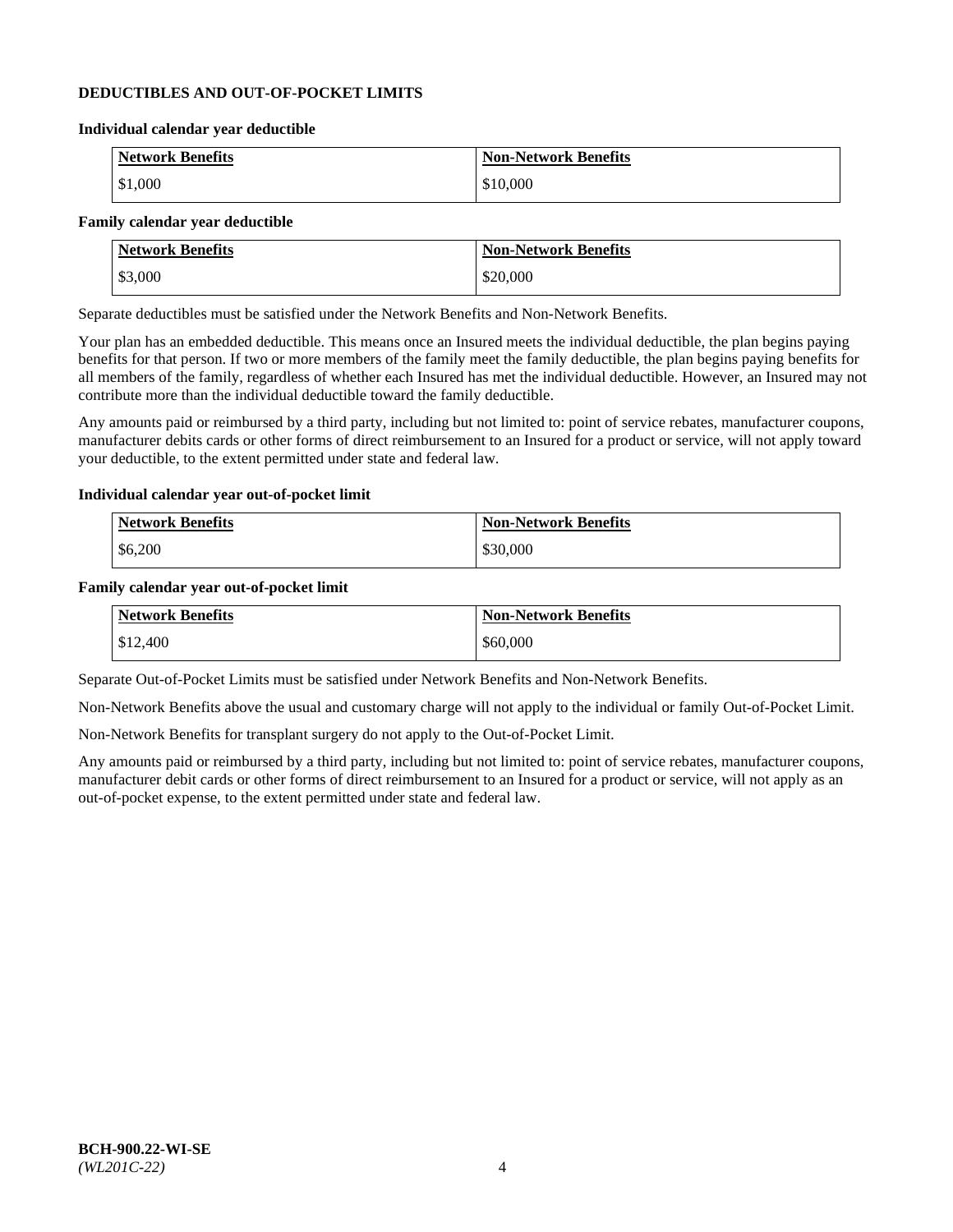## DEDUCTIBLES AND OUT-OF-POCKET LIMITS

### Individual calendar year deductible

| Network Benefits | Non-Network Benefits |
|---|---|
| $1,000 | $10,000 |

### Family calendar year deductible

| Network Benefits | Non-Network Benefits |
|---|---|
| $3,000 | $20,000 |

Separate deductibles must be satisfied under the Network Benefits and Non-Network Benefits.

Your plan has an embedded deductible. This means once an Insured meets the individual deductible, the plan begins paying benefits for that person. If two or more members of the family meet the family deductible, the plan begins paying benefits for all members of the family, regardless of whether each Insured has met the individual deductible. However, an Insured may not contribute more than the individual deductible toward the family deductible.

Any amounts paid or reimbursed by a third party, including but not limited to: point of service rebates, manufacturer coupons, manufacturer debits cards or other forms of direct reimbursement to an Insured for a product or service, will not apply toward your deductible, to the extent permitted under state and federal law.

### Individual calendar year out-of-pocket limit

| Network Benefits | Non-Network Benefits |
|---|---|
| $6,200 | $30,000 |

### Family calendar year out-of-pocket limit

| Network Benefits | Non-Network Benefits |
|---|---|
| $12,400 | $60,000 |

Separate Out-of-Pocket Limits must be satisfied under Network Benefits and Non-Network Benefits.

Non-Network Benefits above the usual and customary charge will not apply to the individual or family Out-of-Pocket Limit.

Non-Network Benefits for transplant surgery do not apply to the Out-of-Pocket Limit.

Any amounts paid or reimbursed by a third party, including but not limited to: point of service rebates, manufacturer coupons, manufacturer debit cards or other forms of direct reimbursement to an Insured for a product or service, will not apply as an out-of-pocket expense, to the extent permitted under state and federal law.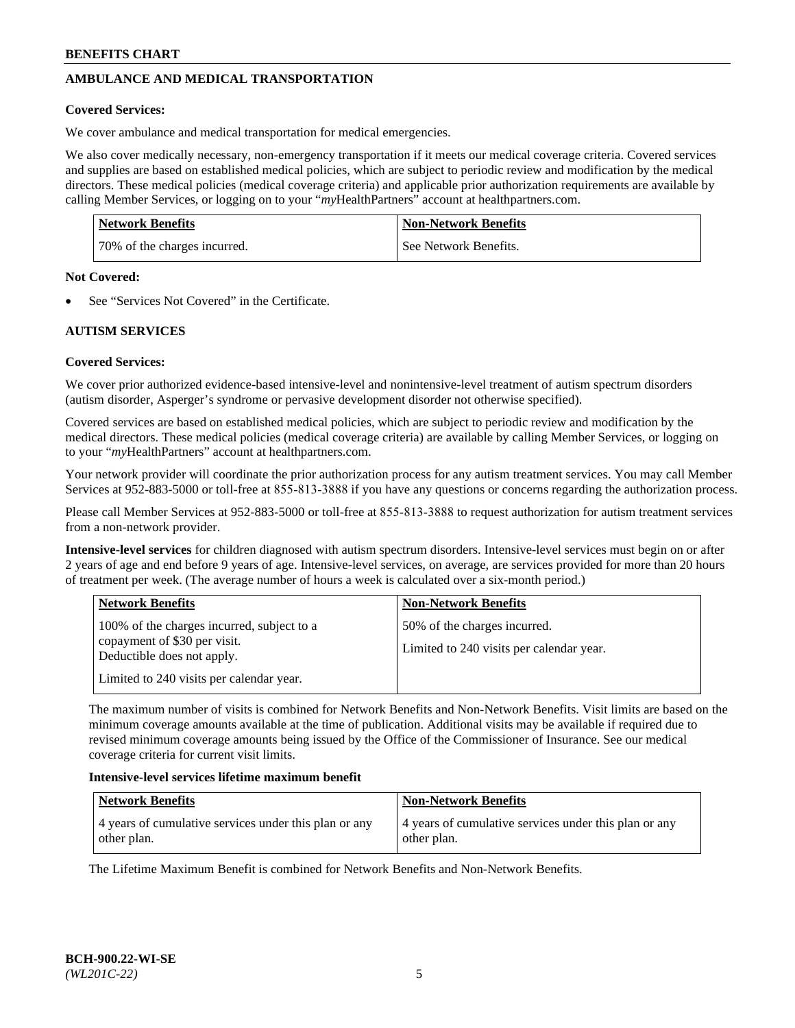## AMBULANCE AND MEDICAL TRANSPORTATION

**Covered Services:**

We cover ambulance and medical transportation for medical emergencies.

We also cover medically necessary, non-emergency transportation if it meets our medical coverage criteria. Covered services and supplies are based on established medical policies, which are subject to periodic review and modification by the medical directors. These medical policies (medical coverage criteria) and applicable prior authorization requirements are available by calling Member Services, or logging on to your "*my*HealthPartners" account at healthpartners.com.

| Network Benefits | Non-Network Benefits |
|---|---|
| 70% of the charges incurred. | See Network Benefits. |

**Not Covered:**

- See "Services Not Covered" in the Certificate.

## AUTISM SERVICES

**Covered Services:**

We cover prior authorized evidence-based intensive-level and nonintensive-level treatment of autism spectrum disorders (autism disorder, Asperger's syndrome or pervasive development disorder not otherwise specified).

Covered services are based on established medical policies, which are subject to periodic review and modification by the medical directors. These medical policies (medical coverage criteria) are available by calling Member Services, or logging on to your "*my*HealthPartners" account at healthpartners.com.

Your network provider will coordinate the prior authorization process for any autism treatment services. You may call Member Services at 952-883-5000 or toll-free at 855-813-3888 if you have any questions or concerns regarding the authorization process.

Please call Member Services at 952-883-5000 or toll-free at 855-813-3888 to request authorization for autism treatment services from a non-network provider.

**Intensive-level services** for children diagnosed with autism spectrum disorders. Intensive-level services must begin on or after 2 years of age and end before 9 years of age. Intensive-level services, on average, are services provided for more than 20 hours of treatment per week. (The average number of hours a week is calculated over a six-month period.)

| Network Benefits | Non-Network Benefits |
|---|---|
| 100% of the charges incurred, subject to a copayment of $30 per visit. Deductible does not apply.<br><br>Limited to 240 visits per calendar year. | 50% of the charges incurred.<br><br>Limited to 240 visits per calendar year. |

The maximum number of visits is combined for Network Benefits and Non-Network Benefits. Visit limits are based on the minimum coverage amounts available at the time of publication. Additional visits may be available if required due to revised minimum coverage amounts being issued by the Office of the Commissioner of Insurance. See our medical coverage criteria for current visit limits.

**Intensive-level services lifetime maximum benefit**

| Network Benefits | Non-Network Benefits |
|---|---|
| 4 years of cumulative services under this plan or any other plan. | 4 years of cumulative services under this plan or any other plan. |

The Lifetime Maximum Benefit is combined for Network Benefits and Non-Network Benefits.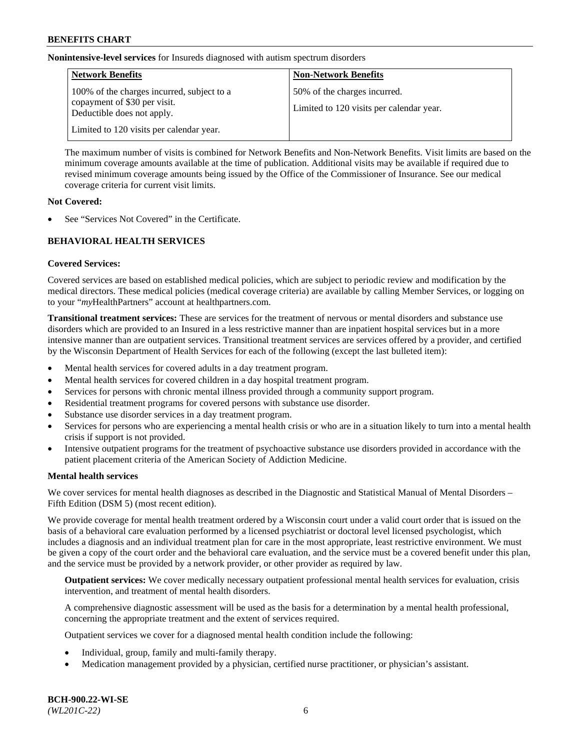**Nonintensive-level services** for Insureds diagnosed with autism spectrum disorders

| Network Benefits | Non-Network Benefits |
| --- | --- |
| 100% of the charges incurred, subject to a copayment of $30 per visit. Deductible does not apply.<br><br>Limited to 120 visits per calendar year. | 50% of the charges incurred.<br><br>Limited to 120 visits per calendar year. |

The maximum number of visits is combined for Network Benefits and Non-Network Benefits. Visit limits are based on the minimum coverage amounts available at the time of publication. Additional visits may be available if required due to revised minimum coverage amounts being issued by the Office of the Commissioner of Insurance. See our medical coverage criteria for current visit limits.

**Not Covered:**

- See "Services Not Covered" in the Certificate.

## BEHAVIORAL HEALTH SERVICES

**Covered Services:**

Covered services are based on established medical policies, which are subject to periodic review and modification by the medical directors. These medical policies (medical coverage criteria) are available by calling Member Services, or logging on to your "*my*HealthPartners" account at healthpartners.com.

**Transitional treatment services:** These are services for the treatment of nervous or mental disorders and substance use disorders which are provided to an Insured in a less restrictive manner than are inpatient hospital services but in a more intensive manner than are outpatient services. Transitional treatment services are services offered by a provider, and certified by the Wisconsin Department of Health Services for each of the following (except the last bulleted item):

- Mental health services for covered adults in a day treatment program.
- Mental health services for covered children in a day hospital treatment program.
- Services for persons with chronic mental illness provided through a community support program.
- Residential treatment programs for covered persons with substance use disorder.
- Substance use disorder services in a day treatment program.
- Services for persons who are experiencing a mental health crisis or who are in a situation likely to turn into a mental health crisis if support is not provided.
- Intensive outpatient programs for the treatment of psychoactive substance use disorders provided in accordance with the patient placement criteria of the American Society of Addiction Medicine.

**Mental health services**

We cover services for mental health diagnoses as described in the Diagnostic and Statistical Manual of Mental Disorders – Fifth Edition (DSM 5) (most recent edition).

We provide coverage for mental health treatment ordered by a Wisconsin court under a valid court order that is issued on the basis of a behavioral care evaluation performed by a licensed psychiatrist or doctoral level licensed psychologist, which includes a diagnosis and an individual treatment plan for care in the most appropriate, least restrictive environment. We must be given a copy of the court order and the behavioral care evaluation, and the service must be a covered benefit under this plan, and the service must be provided by a network provider, or other provider as required by law.

**Outpatient services:** We cover medically necessary outpatient professional mental health services for evaluation, crisis intervention, and treatment of mental health disorders.

A comprehensive diagnostic assessment will be used as the basis for a determination by a mental health professional, concerning the appropriate treatment and the extent of services required.

Outpatient services we cover for a diagnosed mental health condition include the following:

- Individual, group, family and multi-family therapy.
- Medication management provided by a physician, certified nurse practitioner, or physician's assistant.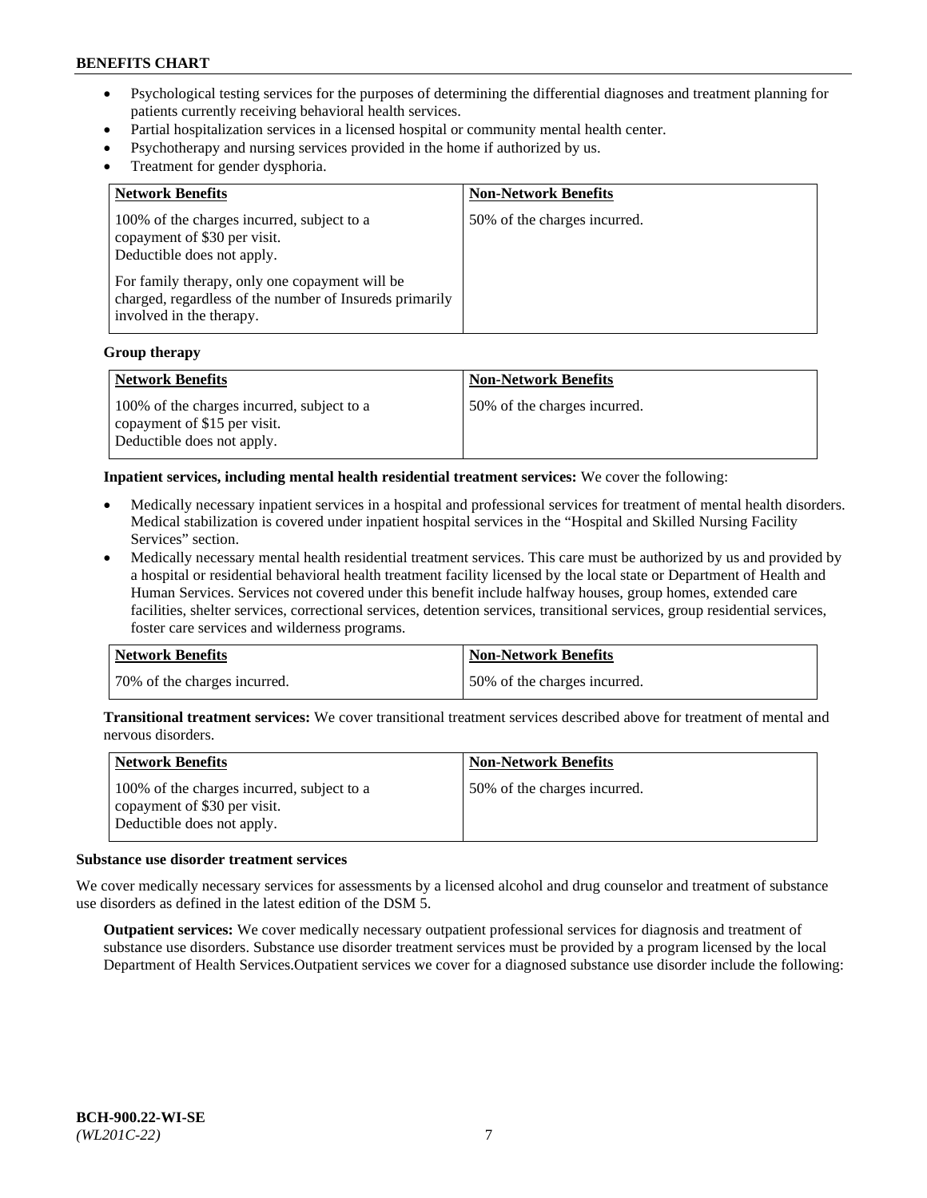- Psychological testing services for the purposes of determining the differential diagnoses and treatment planning for patients currently receiving behavioral health services.
- Partial hospitalization services in a licensed hospital or community mental health center.
- Psychotherapy and nursing services provided in the home if authorized by us.
- Treatment for gender dysphoria.

| Network Benefits | Non-Network Benefits |
| --- | --- |
| 100% of the charges incurred, subject to a copayment of $30 per visit. Deductible does not apply. For family therapy, only one copayment will be charged, regardless of the number of Insureds primarily involved in the therapy. | 50% of the charges incurred. |

**Group therapy**

| Network Benefits | Non-Network Benefits |
| --- | --- |
| 100% of the charges incurred, subject to a copayment of $15 per visit. Deductible does not apply. | 50% of the charges incurred. |

**Inpatient services, including mental health residential treatment services:** We cover the following:

- Medically necessary inpatient services in a hospital and professional services for treatment of mental health disorders. Medical stabilization is covered under inpatient hospital services in the "Hospital and Skilled Nursing Facility Services" section.
- Medically necessary mental health residential treatment services. This care must be authorized by us and provided by a hospital or residential behavioral health treatment facility licensed by the local state or Department of Health and Human Services. Services not covered under this benefit include halfway houses, group homes, extended care facilities, shelter services, correctional services, detention services, transitional services, group residential services, foster care services and wilderness programs.

| Network Benefits | Non-Network Benefits |
| --- | --- |
| 70% of the charges incurred. | 50% of the charges incurred. |

**Transitional treatment services:** We cover transitional treatment services described above for treatment of mental and nervous disorders.

| Network Benefits | Non-Network Benefits |
| --- | --- |
| 100% of the charges incurred, subject to a copayment of $30 per visit. Deductible does not apply. | 50% of the charges incurred. |

**Substance use disorder treatment services**

We cover medically necessary services for assessments by a licensed alcohol and drug counselor and treatment of substance use disorders as defined in the latest edition of the DSM 5.

**Outpatient services:** We cover medically necessary outpatient professional services for diagnosis and treatment of substance use disorders. Substance use disorder treatment services must be provided by a program licensed by the local Department of Health Services.Outpatient services we cover for a diagnosed substance use disorder include the following: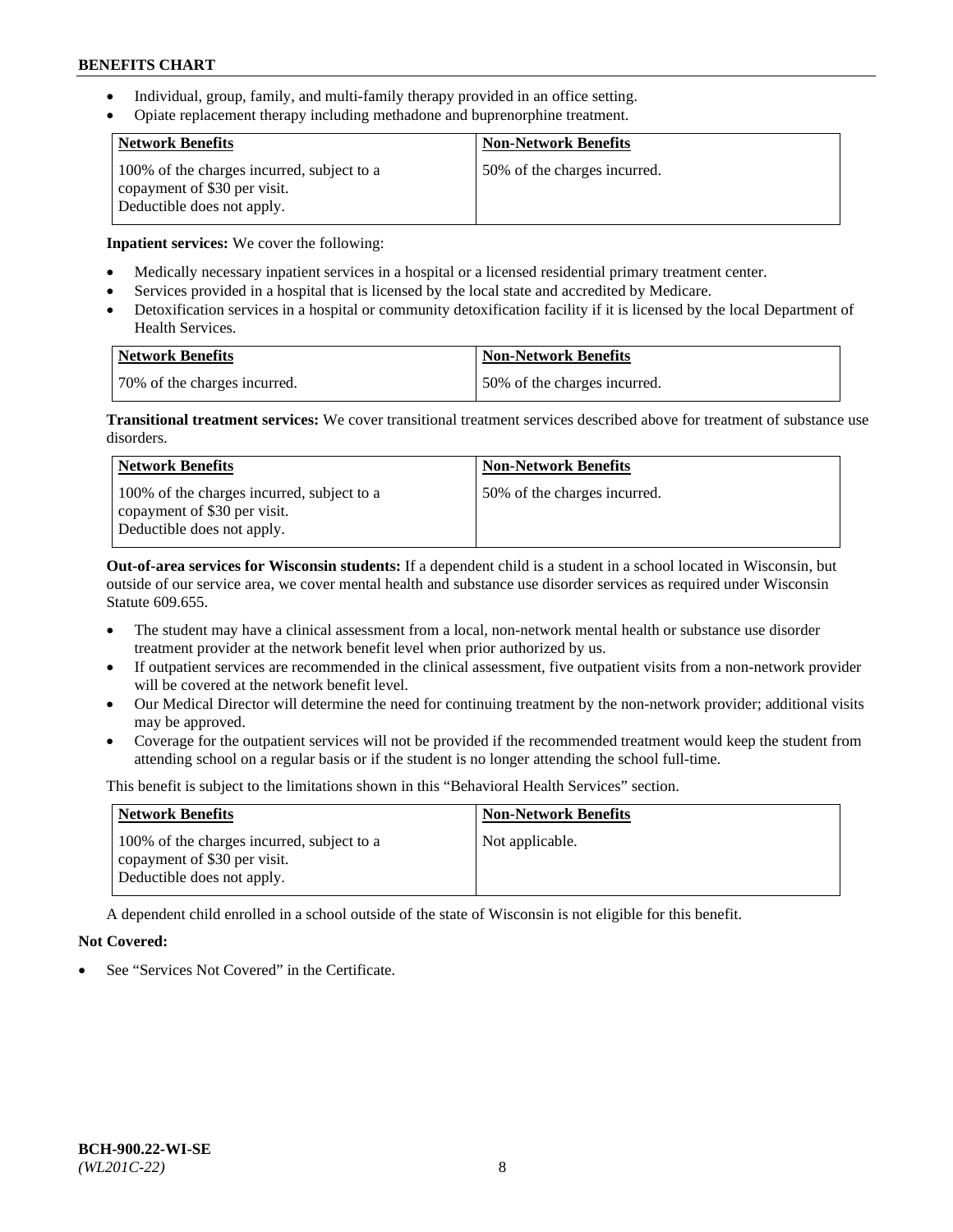- Individual, group, family, and multi-family therapy provided in an office setting.
- Opiate replacement therapy including methadone and buprenorphine treatment.

| Network Benefits | Non-Network Benefits |
|---|---|
| 100% of the charges incurred, subject to a copayment of $30 per visit. Deductible does not apply. | 50% of the charges incurred. |

**Inpatient services:** We cover the following:

- Medically necessary inpatient services in a hospital or a licensed residential primary treatment center.
- Services provided in a hospital that is licensed by the local state and accredited by Medicare.
- Detoxification services in a hospital or community detoxification facility if it is licensed by the local Department of Health Services.

| Network Benefits | Non-Network Benefits |
|---|---|
| 70% of the charges incurred. | 50% of the charges incurred. |

**Transitional treatment services:** We cover transitional treatment services described above for treatment of substance use disorders.

| Network Benefits | Non-Network Benefits |
|---|---|
| 100% of the charges incurred, subject to a copayment of $30 per visit. Deductible does not apply. | 50% of the charges incurred. |

**Out-of-area services for Wisconsin students:** If a dependent child is a student in a school located in Wisconsin, but outside of our service area, we cover mental health and substance use disorder services as required under Wisconsin Statute 609.655.

- The student may have a clinical assessment from a local, non-network mental health or substance use disorder treatment provider at the network benefit level when prior authorized by us.
- If outpatient services are recommended in the clinical assessment, five outpatient visits from a non-network provider will be covered at the network benefit level.
- Our Medical Director will determine the need for continuing treatment by the non-network provider; additional visits may be approved.
- Coverage for the outpatient services will not be provided if the recommended treatment would keep the student from attending school on a regular basis or if the student is no longer attending the school full-time.

This benefit is subject to the limitations shown in this "Behavioral Health Services" section.

| Network Benefits | Non-Network Benefits |
|---|---|
| 100% of the charges incurred, subject to a copayment of $30 per visit. Deductible does not apply. | Not applicable. |

A dependent child enrolled in a school outside of the state of Wisconsin is not eligible for this benefit.

**Not Covered:**

- See "Services Not Covered" in the Certificate.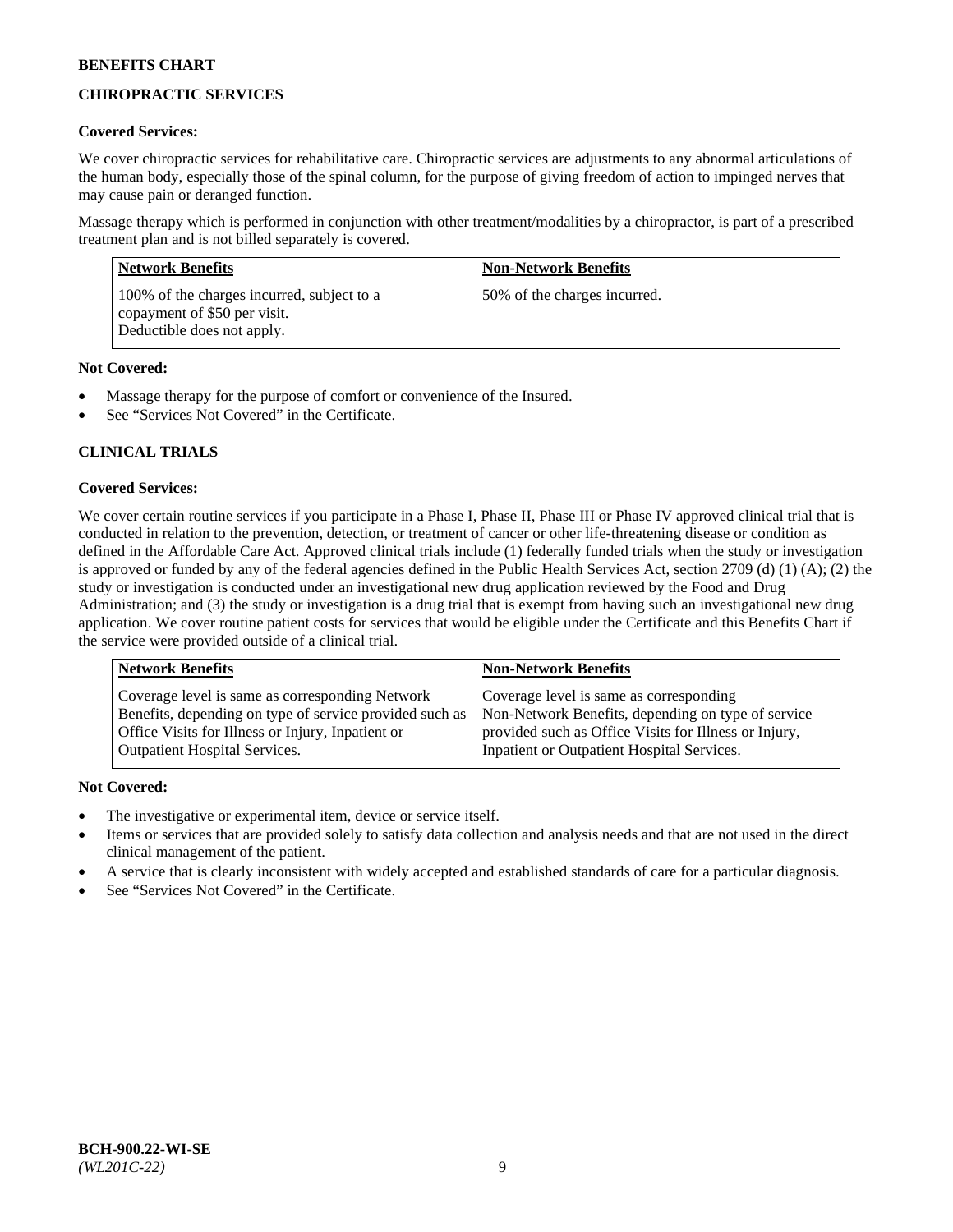## CHIROPRACTIC SERVICES

**Covered Services:**

We cover chiropractic services for rehabilitative care. Chiropractic services are adjustments to any abnormal articulations of the human body, especially those of the spinal column, for the purpose of giving freedom of action to impinged nerves that may cause pain or deranged function.

Massage therapy which is performed in conjunction with other treatment/modalities by a chiropractor, is part of a prescribed treatment plan and is not billed separately is covered.

| Network Benefits | Non-Network Benefits |
|---|---|
| 100% of the charges incurred, subject to a copayment of $50 per visit. Deductible does not apply. | 50% of the charges incurred. |

**Not Covered:**

- Massage therapy for the purpose of comfort or convenience of the Insured.
- See "Services Not Covered" in the Certificate.

## CLINICAL TRIALS

**Covered Services:**

We cover certain routine services if you participate in a Phase I, Phase II, Phase III or Phase IV approved clinical trial that is conducted in relation to the prevention, detection, or treatment of cancer or other life-threatening disease or condition as defined in the Affordable Care Act. Approved clinical trials include (1) federally funded trials when the study or investigation is approved or funded by any of the federal agencies defined in the Public Health Services Act, section 2709 (d) (1) (A); (2) the study or investigation is conducted under an investigational new drug application reviewed by the Food and Drug Administration; and (3) the study or investigation is a drug trial that is exempt from having such an investigational new drug application. We cover routine patient costs for services that would be eligible under the Certificate and this Benefits Chart if the service were provided outside of a clinical trial.

| Network Benefits | Non-Network Benefits |
|---|---|
| Coverage level is same as corresponding Network Benefits, depending on type of service provided such as Office Visits for Illness or Injury, Inpatient or Outpatient Hospital Services. | Coverage level is same as corresponding Non-Network Benefits, depending on type of service provided such as Office Visits for Illness or Injury, Inpatient or Outpatient Hospital Services. |

**Not Covered:**

- The investigative or experimental item, device or service itself.
- Items or services that are provided solely to satisfy data collection and analysis needs and that are not used in the direct clinical management of the patient.
- A service that is clearly inconsistent with widely accepted and established standards of care for a particular diagnosis.
- See "Services Not Covered" in the Certificate.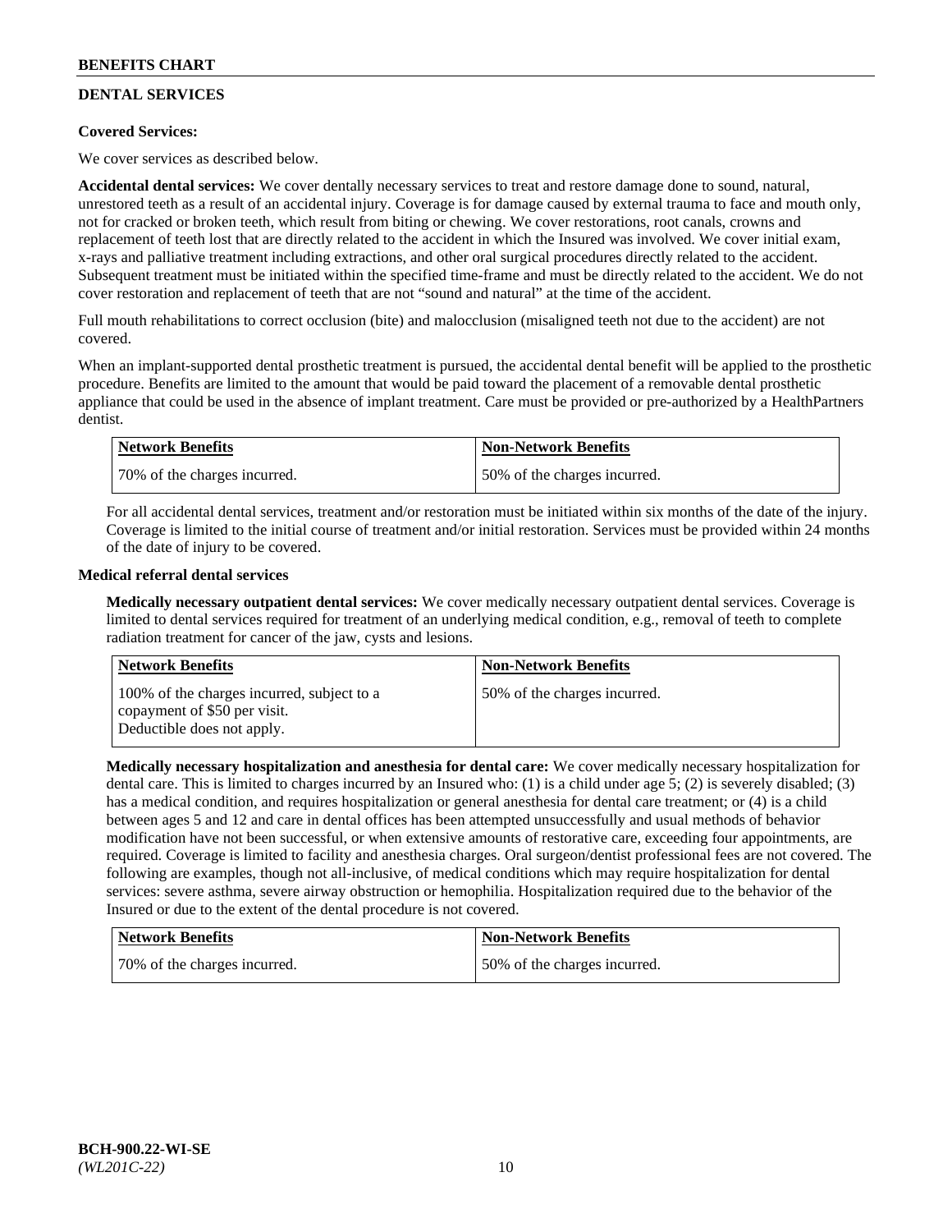## DENTAL SERVICES

**Covered Services:**

We cover services as described below.

**Accidental dental services:** We cover dentally necessary services to treat and restore damage done to sound, natural, unrestored teeth as a result of an accidental injury. Coverage is for damage caused by external trauma to face and mouth only, not for cracked or broken teeth, which result from biting or chewing. We cover restorations, root canals, crowns and replacement of teeth lost that are directly related to the accident in which the Insured was involved. We cover initial exam, x-rays and palliative treatment including extractions, and other oral surgical procedures directly related to the accident. Subsequent treatment must be initiated within the specified time-frame and must be directly related to the accident. We do not cover restoration and replacement of teeth that are not "sound and natural" at the time of the accident.

Full mouth rehabilitations to correct occlusion (bite) and malocclusion (misaligned teeth not due to the accident) are not covered.

When an implant-supported dental prosthetic treatment is pursued, the accidental dental benefit will be applied to the prosthetic procedure. Benefits are limited to the amount that would be paid toward the placement of a removable dental prosthetic appliance that could be used in the absence of implant treatment. Care must be provided or pre-authorized by a HealthPartners dentist.

| Network Benefits | Non-Network Benefits |
|---|---|
| 70% of the charges incurred. | 50% of the charges incurred. |

For all accidental dental services, treatment and/or restoration must be initiated within six months of the date of the injury. Coverage is limited to the initial course of treatment and/or initial restoration. Services must be provided within 24 months of the date of injury to be covered.

**Medical referral dental services**

**Medically necessary outpatient dental services:** We cover medically necessary outpatient dental services. Coverage is limited to dental services required for treatment of an underlying medical condition, e.g., removal of teeth to complete radiation treatment for cancer of the jaw, cysts and lesions.

| Network Benefits | Non-Network Benefits |
|---|---|
| 100% of the charges incurred, subject to a copayment of $50 per visit. Deductible does not apply. | 50% of the charges incurred. |

**Medically necessary hospitalization and anesthesia for dental care:** We cover medically necessary hospitalization for dental care. This is limited to charges incurred by an Insured who: (1) is a child under age 5; (2) is severely disabled; (3) has a medical condition, and requires hospitalization or general anesthesia for dental care treatment; or (4) is a child between ages 5 and 12 and care in dental offices has been attempted unsuccessfully and usual methods of behavior modification have not been successful, or when extensive amounts of restorative care, exceeding four appointments, are required. Coverage is limited to facility and anesthesia charges. Oral surgeon/dentist professional fees are not covered. The following are examples, though not all-inclusive, of medical conditions which may require hospitalization for dental services: severe asthma, severe airway obstruction or hemophilia. Hospitalization required due to the behavior of the Insured or due to the extent of the dental procedure is not covered.

| Network Benefits | Non-Network Benefits |
|---|---|
| 70% of the charges incurred. | 50% of the charges incurred. |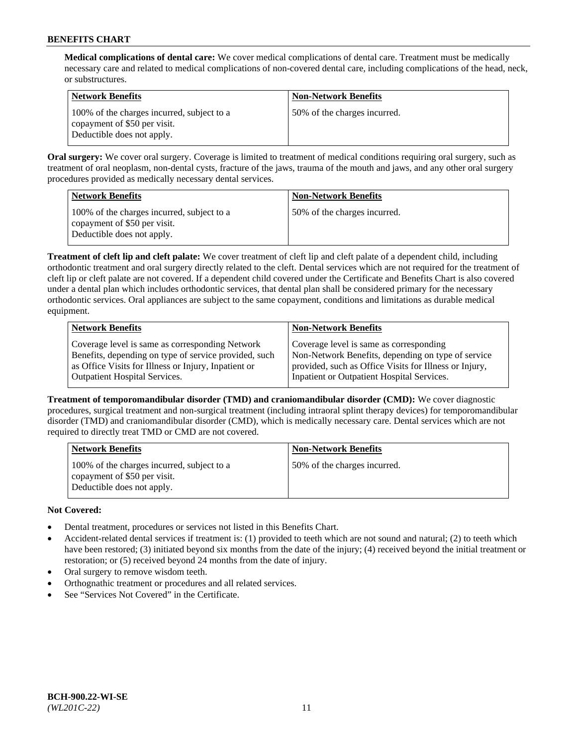**Medical complications of dental care:** We cover medical complications of dental care. Treatment must be medically necessary care and related to medical complications of non-covered dental care, including complications of the head, neck, or substructures.

| Network Benefits | Non-Network Benefits |
|---|---|
| 100% of the charges incurred, subject to a copayment of $50 per visit. Deductible does not apply. | 50% of the charges incurred. |

**Oral surgery:** We cover oral surgery. Coverage is limited to treatment of medical conditions requiring oral surgery, such as treatment of oral neoplasm, non-dental cysts, fracture of the jaws, trauma of the mouth and jaws, and any other oral surgery procedures provided as medically necessary dental services.

| Network Benefits | Non-Network Benefits |
|---|---|
| 100% of the charges incurred, subject to a copayment of $50 per visit. Deductible does not apply. | 50% of the charges incurred. |

**Treatment of cleft lip and cleft palate:** We cover treatment of cleft lip and cleft palate of a dependent child, including orthodontic treatment and oral surgery directly related to the cleft. Dental services which are not required for the treatment of cleft lip or cleft palate are not covered. If a dependent child covered under the Certificate and Benefits Chart is also covered under a dental plan which includes orthodontic services, that dental plan shall be considered primary for the necessary orthodontic services. Oral appliances are subject to the same copayment, conditions and limitations as durable medical equipment.

| Network Benefits | Non-Network Benefits |
|---|---|
| Coverage level is same as corresponding Network Benefits, depending on type of service provided, such as Office Visits for Illness or Injury, Inpatient or Outpatient Hospital Services. | Coverage level is same as corresponding Non-Network Benefits, depending on type of service provided, such as Office Visits for Illness or Injury, Inpatient or Outpatient Hospital Services. |

**Treatment of temporomandibular disorder (TMD) and craniomandibular disorder (CMD):** We cover diagnostic procedures, surgical treatment and non-surgical treatment (including intraoral splint therapy devices) for temporomandibular disorder (TMD) and craniomandibular disorder (CMD), which is medically necessary care. Dental services which are not required to directly treat TMD or CMD are not covered.

| Network Benefits | Non-Network Benefits |
|---|---|
| 100% of the charges incurred, subject to a copayment of $50 per visit. Deductible does not apply. | 50% of the charges incurred. |

**Not Covered:**

- Dental treatment, procedures or services not listed in this Benefits Chart.
- Accident-related dental services if treatment is: (1) provided to teeth which are not sound and natural; (2) to teeth which have been restored; (3) initiated beyond six months from the date of the injury; (4) received beyond the initial treatment or restoration; or (5) received beyond 24 months from the date of injury.
- Oral surgery to remove wisdom teeth.
- Orthognathic treatment or procedures and all related services.
- See "Services Not Covered" in the Certificate.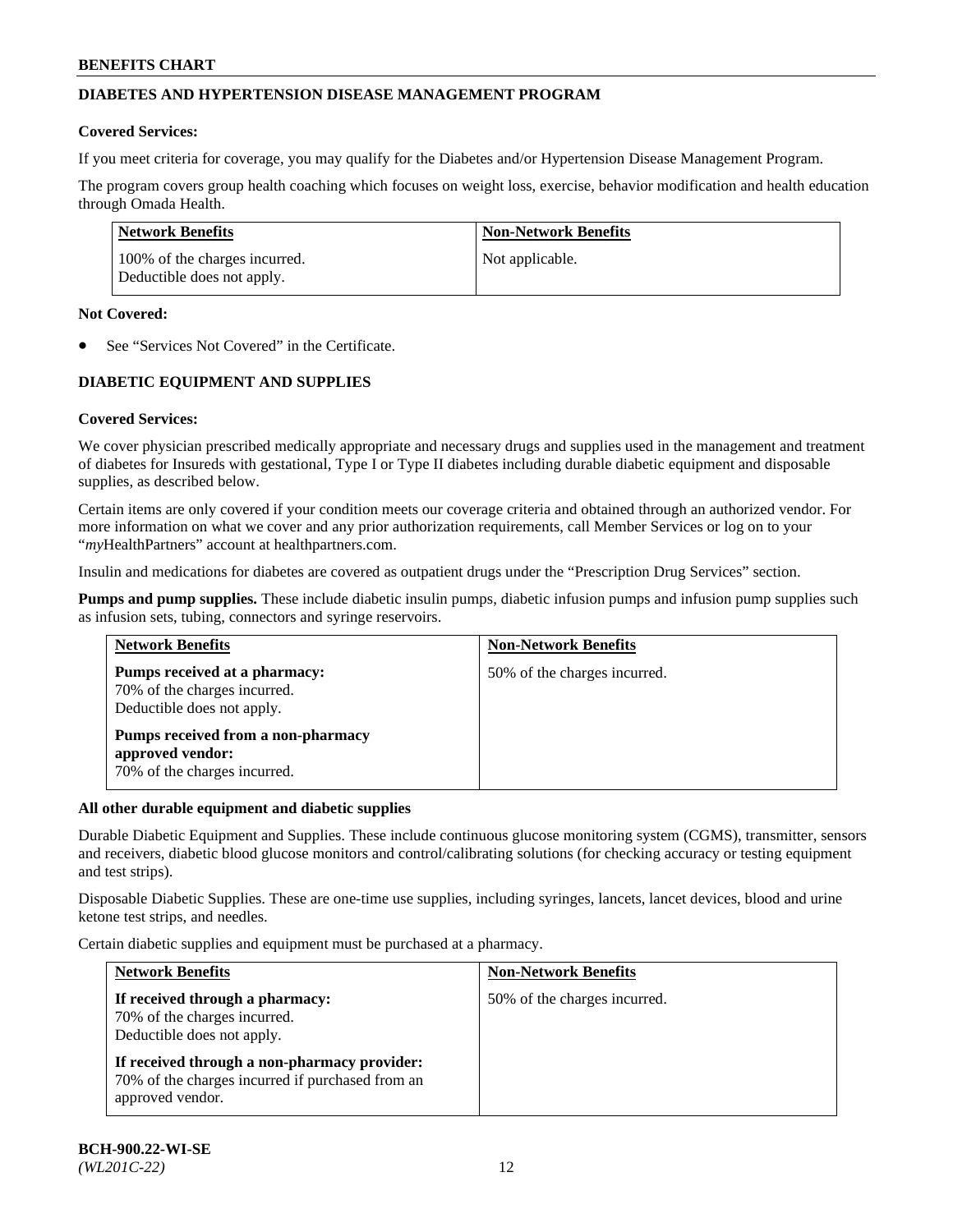## DIABETES AND HYPERTENSION DISEASE MANAGEMENT PROGRAM

**Covered Services:**

If you meet criteria for coverage, you may qualify for the Diabetes and/or Hypertension Disease Management Program.

The program covers group health coaching which focuses on weight loss, exercise, behavior modification and health education through Omada Health.

| Network Benefits | Non-Network Benefits |
|---|---|
| 100% of the charges incurred. Deductible does not apply. | Not applicable. |

**Not Covered:**

- See "Services Not Covered" in the Certificate.

## DIABETIC EQUIPMENT AND SUPPLIES

**Covered Services:**

We cover physician prescribed medically appropriate and necessary drugs and supplies used in the management and treatment of diabetes for Insureds with gestational, Type I or Type II diabetes including durable diabetic equipment and disposable supplies, as described below.

Certain items are only covered if your condition meets our coverage criteria and obtained through an authorized vendor. For more information on what we cover and any prior authorization requirements, call Member Services or log on to your "*my*HealthPartners" account at healthpartners.com.

Insulin and medications for diabetes are covered as outpatient drugs under the "Prescription Drug Services" section.

**Pumps and pump supplies.** These include diabetic insulin pumps, diabetic infusion pumps and infusion pump supplies such as infusion sets, tubing, connectors and syringe reservoirs.

| Network Benefits | Non-Network Benefits |
|---|---|
| **Pumps received at a pharmacy:** 70% of the charges incurred. Deductible does not apply. **Pumps received from a non-pharmacy approved vendor:** 70% of the charges incurred. | 50% of the charges incurred. |

**All other durable equipment and diabetic supplies**

Durable Diabetic Equipment and Supplies. These include continuous glucose monitoring system (CGMS), transmitter, sensors and receivers, diabetic blood glucose monitors and control/calibrating solutions (for checking accuracy or testing equipment and test strips).

Disposable Diabetic Supplies. These are one-time use supplies, including syringes, lancets, lancet devices, blood and urine ketone test strips, and needles.

Certain diabetic supplies and equipment must be purchased at a pharmacy.

| Network Benefits | Non-Network Benefits |
|---|---|
| **If received through a pharmacy:** 70% of the charges incurred. Deductible does not apply. **If received through a non-pharmacy provider:** 70% of the charges incurred if purchased from an approved vendor. | 50% of the charges incurred. |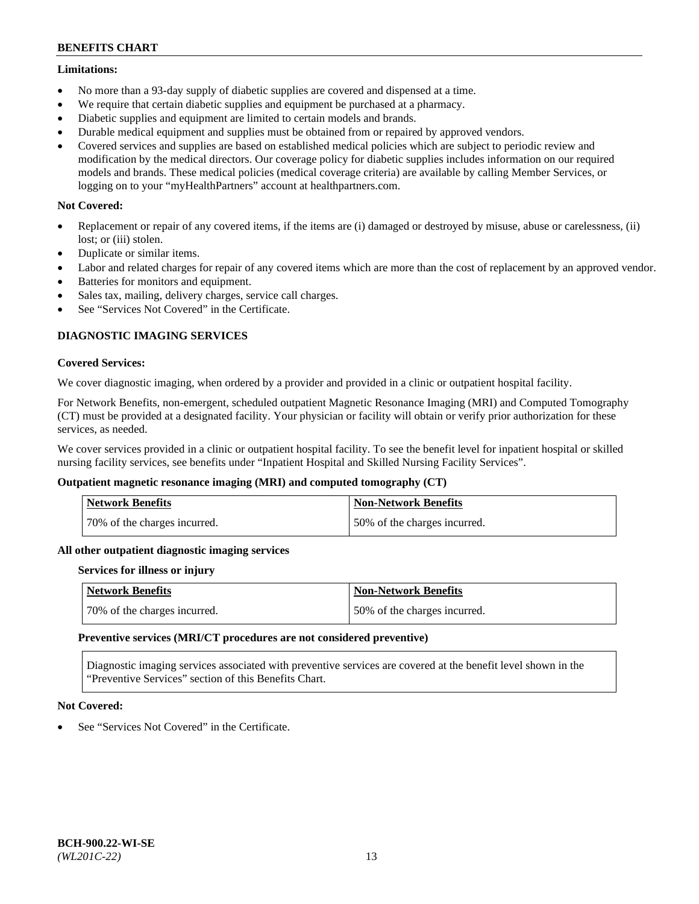**Limitations:**

- No more than a 93-day supply of diabetic supplies are covered and dispensed at a time.
- We require that certain diabetic supplies and equipment be purchased at a pharmacy.
- Diabetic supplies and equipment are limited to certain models and brands.
- Durable medical equipment and supplies must be obtained from or repaired by approved vendors.
- Covered services and supplies are based on established medical policies which are subject to periodic review and modification by the medical directors. Our coverage policy for diabetic supplies includes information on our required models and brands. These medical policies (medical coverage criteria) are available by calling Member Services, or logging on to your "myHealthPartners" account at healthpartners.com.

**Not Covered:**

- Replacement or repair of any covered items, if the items are (i) damaged or destroyed by misuse, abuse or carelessness, (ii) lost; or (iii) stolen.
- Duplicate or similar items.
- Labor and related charges for repair of any covered items which are more than the cost of replacement by an approved vendor.
- Batteries for monitors and equipment.
- Sales tax, mailing, delivery charges, service call charges.
- See "Services Not Covered" in the Certificate.

## DIAGNOSTIC IMAGING SERVICES

**Covered Services:**

We cover diagnostic imaging, when ordered by a provider and provided in a clinic or outpatient hospital facility.

For Network Benefits, non-emergent, scheduled outpatient Magnetic Resonance Imaging (MRI) and Computed Tomography (CT) must be provided at a designated facility. Your physician or facility will obtain or verify prior authorization for these services, as needed.

We cover services provided in a clinic or outpatient hospital facility. To see the benefit level for inpatient hospital or skilled nursing facility services, see benefits under "Inpatient Hospital and Skilled Nursing Facility Services".

**Outpatient magnetic resonance imaging (MRI) and computed tomography (CT)**

| Network Benefits | Non-Network Benefits |
|---|---|
| 70% of the charges incurred. | 50% of the charges incurred. |

**All other outpatient diagnostic imaging services**

**Services for illness or injury**

| Network Benefits | Non-Network Benefits |
|---|---|
| 70% of the charges incurred. | 50% of the charges incurred. |

**Preventive services (MRI/CT procedures are not considered preventive)**

Diagnostic imaging services associated with preventive services are covered at the benefit level shown in the "Preventive Services" section of this Benefits Chart.

**Not Covered:**

- See "Services Not Covered" in the Certificate.

**BCH-900.22-WI-SE**
*(WL201C-22)*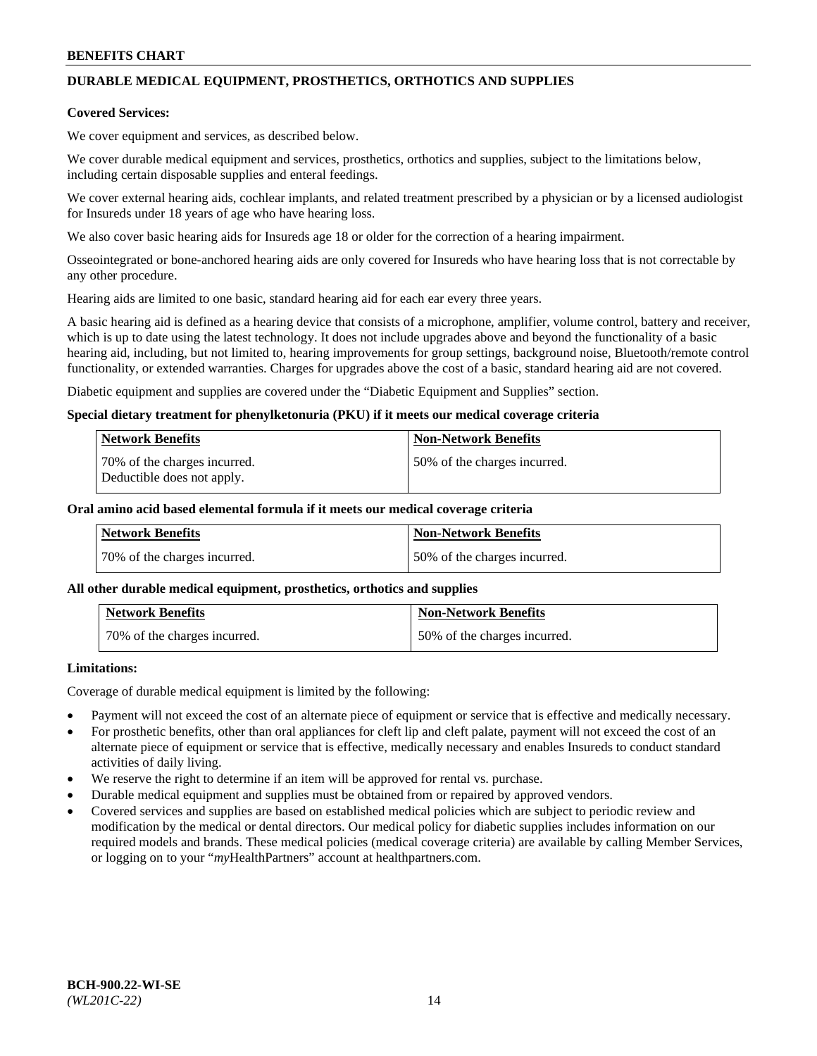## DURABLE MEDICAL EQUIPMENT, PROSTHETICS, ORTHOTICS AND SUPPLIES

**Covered Services:**

We cover equipment and services, as described below.

We cover durable medical equipment and services, prosthetics, orthotics and supplies, subject to the limitations below, including certain disposable supplies and enteral feedings.

We cover external hearing aids, cochlear implants, and related treatment prescribed by a physician or by a licensed audiologist for Insureds under 18 years of age who have hearing loss.

We also cover basic hearing aids for Insureds age 18 or older for the correction of a hearing impairment.

Osseointegrated or bone-anchored hearing aids are only covered for Insureds who have hearing loss that is not correctable by any other procedure.

Hearing aids are limited to one basic, standard hearing aid for each ear every three years.

A basic hearing aid is defined as a hearing device that consists of a microphone, amplifier, volume control, battery and receiver, which is up to date using the latest technology. It does not include upgrades above and beyond the functionality of a basic hearing aid, including, but not limited to, hearing improvements for group settings, background noise, Bluetooth/remote control functionality, or extended warranties. Charges for upgrades above the cost of a basic, standard hearing aid are not covered.

Diabetic equipment and supplies are covered under the "Diabetic Equipment and Supplies" section.

**Special dietary treatment for phenylketonuria (PKU) if it meets our medical coverage criteria**

| Network Benefits | Non-Network Benefits |
|---|---|
| 70% of the charges incurred. Deductible does not apply. | 50% of the charges incurred. |

**Oral amino acid based elemental formula if it meets our medical coverage criteria**

| Network Benefits | Non-Network Benefits |
|---|---|
| 70% of the charges incurred. | 50% of the charges incurred. |

**All other durable medical equipment, prosthetics, orthotics and supplies**

| Network Benefits | Non-Network Benefits |
|---|---|
| 70% of the charges incurred. | 50% of the charges incurred. |

**Limitations:**

Coverage of durable medical equipment is limited by the following:

- Payment will not exceed the cost of an alternate piece of equipment or service that is effective and medically necessary.
- For prosthetic benefits, other than oral appliances for cleft lip and cleft palate, payment will not exceed the cost of an alternate piece of equipment or service that is effective, medically necessary and enables Insureds to conduct standard activities of daily living.
- We reserve the right to determine if an item will be approved for rental vs. purchase.
- Durable medical equipment and supplies must be obtained from or repaired by approved vendors.
- Covered services and supplies are based on established medical policies which are subject to periodic review and modification by the medical or dental directors. Our medical policy for diabetic supplies includes information on our required models and brands. These medical policies (medical coverage criteria) are available by calling Member Services, or logging on to your "*my*HealthPartners" account at healthpartners.com.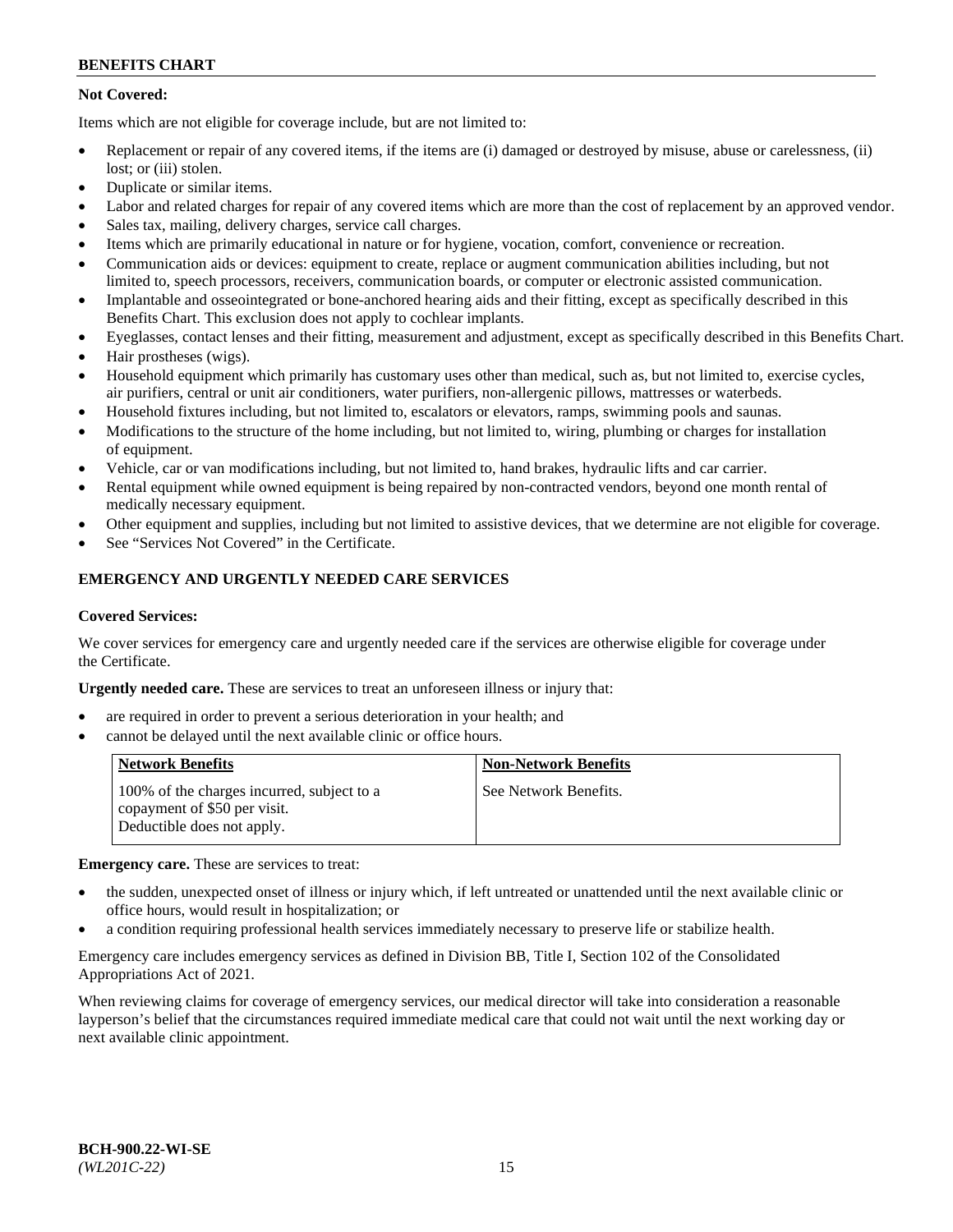**Not Covered:**

Items which are not eligible for coverage include, but are not limited to:

- Replacement or repair of any covered items, if the items are (i) damaged or destroyed by misuse, abuse or carelessness, (ii) lost; or (iii) stolen.
- Duplicate or similar items.
- Labor and related charges for repair of any covered items which are more than the cost of replacement by an approved vendor.
- Sales tax, mailing, delivery charges, service call charges.
- Items which are primarily educational in nature or for hygiene, vocation, comfort, convenience or recreation.
- Communication aids or devices: equipment to create, replace or augment communication abilities including, but not limited to, speech processors, receivers, communication boards, or computer or electronic assisted communication.
- Implantable and osseointegrated or bone-anchored hearing aids and their fitting, except as specifically described in this Benefits Chart. This exclusion does not apply to cochlear implants.
- Eyeglasses, contact lenses and their fitting, measurement and adjustment, except as specifically described in this Benefits Chart.
- Hair prostheses (wigs).
- Household equipment which primarily has customary uses other than medical, such as, but not limited to, exercise cycles, air purifiers, central or unit air conditioners, water purifiers, non-allergenic pillows, mattresses or waterbeds.
- Household fixtures including, but not limited to, escalators or elevators, ramps, swimming pools and saunas.
- Modifications to the structure of the home including, but not limited to, wiring, plumbing or charges for installation of equipment.
- Vehicle, car or van modifications including, but not limited to, hand brakes, hydraulic lifts and car carrier.
- Rental equipment while owned equipment is being repaired by non-contracted vendors, beyond one month rental of medically necessary equipment.
- Other equipment and supplies, including but not limited to assistive devices, that we determine are not eligible for coverage.
- See "Services Not Covered" in the Certificate.

## EMERGENCY AND URGENTLY NEEDED CARE SERVICES

**Covered Services:**

We cover services for emergency care and urgently needed care if the services are otherwise eligible for coverage under the Certificate.

**Urgently needed care.** These are services to treat an unforeseen illness or injury that:

- are required in order to prevent a serious deterioration in your health; and
- cannot be delayed until the next available clinic or office hours.

| Network Benefits | Non-Network Benefits |
|---|---|
| 100% of the charges incurred, subject to a copayment of $50 per visit. Deductible does not apply. | See Network Benefits. |

**Emergency care.** These are services to treat:

- the sudden, unexpected onset of illness or injury which, if left untreated or unattended until the next available clinic or office hours, would result in hospitalization; or
- a condition requiring professional health services immediately necessary to preserve life or stabilize health.

Emergency care includes emergency services as defined in Division BB, Title I, Section 102 of the Consolidated Appropriations Act of 2021.

When reviewing claims for coverage of emergency services, our medical director will take into consideration a reasonable layperson's belief that the circumstances required immediate medical care that could not wait until the next working day or next available clinic appointment.

BCH-900.22-WI-SE
*(WL201C-22)*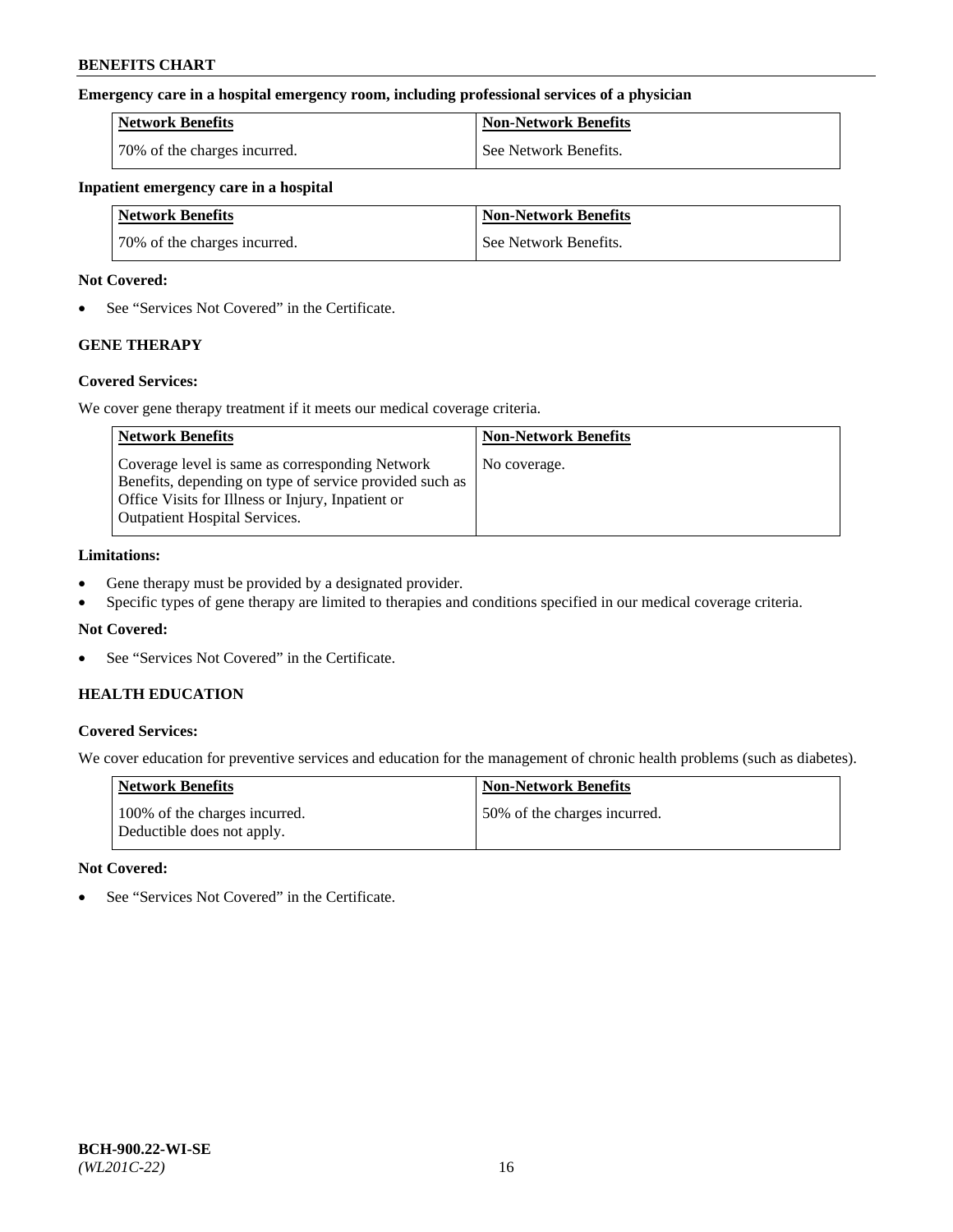**Emergency care in a hospital emergency room, including professional services of a physician**

| Network Benefits | Non-Network Benefits |
| --- | --- |
| 70% of the charges incurred. | See Network Benefits. |

**Inpatient emergency care in a hospital**

| Network Benefits | Non-Network Benefits |
| --- | --- |
| 70% of the charges incurred. | See Network Benefits. |

**Not Covered:**

- See "Services Not Covered" in the Certificate.

## GENE THERAPY

**Covered Services:**

We cover gene therapy treatment if it meets our medical coverage criteria.

| Network Benefits | Non-Network Benefits |
| --- | --- |
| Coverage level is same as corresponding Network Benefits, depending on type of service provided such as Office Visits for Illness or Injury, Inpatient or Outpatient Hospital Services. | No coverage. |

**Limitations:**

- Gene therapy must be provided by a designated provider.
- Specific types of gene therapy are limited to therapies and conditions specified in our medical coverage criteria.

**Not Covered:**

- See "Services Not Covered" in the Certificate.

## HEALTH EDUCATION

**Covered Services:**

We cover education for preventive services and education for the management of chronic health problems (such as diabetes).

| Network Benefits | Non-Network Benefits |
| --- | --- |
| 100% of the charges incurred. Deductible does not apply. | 50% of the charges incurred. |

**Not Covered:**

- See "Services Not Covered" in the Certificate.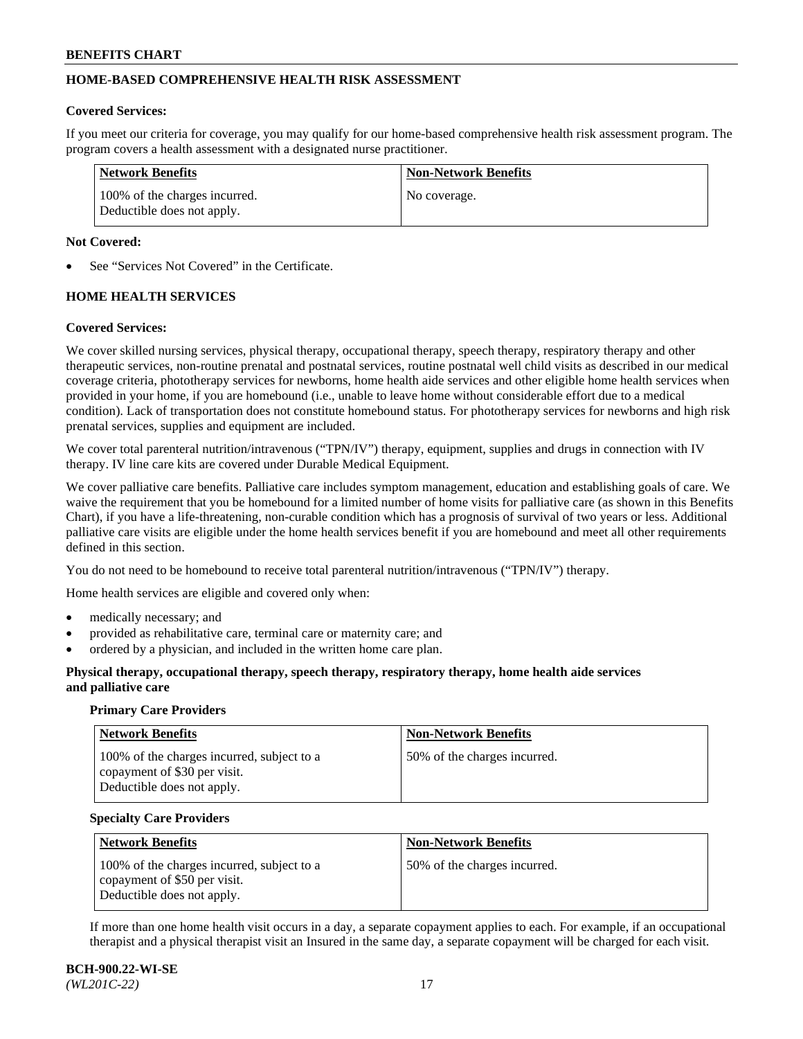## HOME-BASED COMPREHENSIVE HEALTH RISK ASSESSMENT

**Covered Services:**

If you meet our criteria for coverage, you may qualify for our home-based comprehensive health risk assessment program. The program covers a health assessment with a designated nurse practitioner.

| Network Benefits | Non-Network Benefits |
|---|---|
| 100% of the charges incurred. Deductible does not apply. | No coverage. |

**Not Covered:**

- See "Services Not Covered" in the Certificate.

## HOME HEALTH SERVICES

**Covered Services:**

We cover skilled nursing services, physical therapy, occupational therapy, speech therapy, respiratory therapy and other therapeutic services, non-routine prenatal and postnatal services, routine postnatal well child visits as described in our medical coverage criteria, phototherapy services for newborns, home health aide services and other eligible home health services when provided in your home, if you are homebound (i.e., unable to leave home without considerable effort due to a medical condition). Lack of transportation does not constitute homebound status. For phototherapy services for newborns and high risk prenatal services, supplies and equipment are included.

We cover total parenteral nutrition/intravenous ("TPN/IV") therapy, equipment, supplies and drugs in connection with IV therapy. IV line care kits are covered under Durable Medical Equipment.

We cover palliative care benefits. Palliative care includes symptom management, education and establishing goals of care. We waive the requirement that you be homebound for a limited number of home visits for palliative care (as shown in this Benefits Chart), if you have a life-threatening, non-curable condition which has a prognosis of survival of two years or less. Additional palliative care visits are eligible under the home health services benefit if you are homebound and meet all other requirements defined in this section.

You do not need to be homebound to receive total parenteral nutrition/intravenous ("TPN/IV") therapy.

Home health services are eligible and covered only when:

- medically necessary; and
- provided as rehabilitative care, terminal care or maternity care; and
- ordered by a physician, and included in the written home care plan.

**Physical therapy, occupational therapy, speech therapy, respiratory therapy, home health aide services and palliative care**

**Primary Care Providers**

| Network Benefits | Non-Network Benefits |
|---|---|
| 100% of the charges incurred, subject to a copayment of $30 per visit. Deductible does not apply. | 50% of the charges incurred. |

**Specialty Care Providers**

| Network Benefits | Non-Network Benefits |
|---|---|
| 100% of the charges incurred, subject to a copayment of $50 per visit. Deductible does not apply. | 50% of the charges incurred. |

If more than one home health visit occurs in a day, a separate copayment applies to each. For example, if an occupational therapist and a physical therapist visit an Insured in the same day, a separate copayment will be charged for each visit.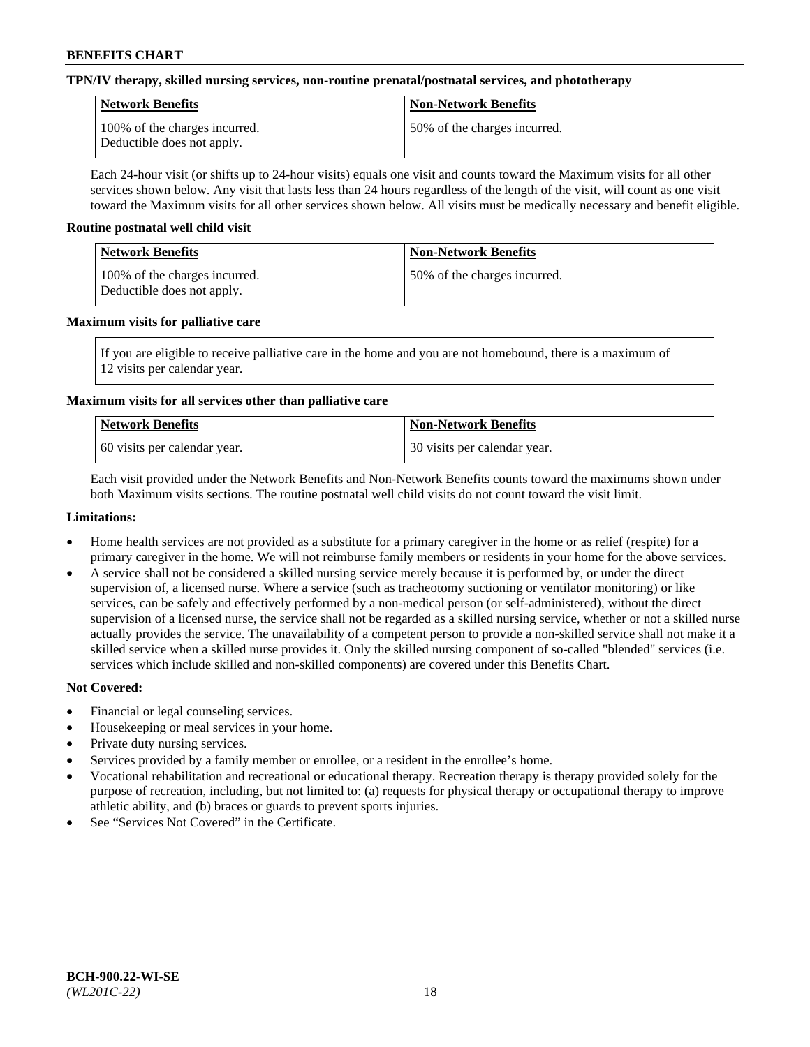**TPN/IV therapy, skilled nursing services, non-routine prenatal/postnatal services, and phototherapy**

| Network Benefits | Non-Network Benefits |
|---|---|
| 100% of the charges incurred. Deductible does not apply. | 50% of the charges incurred. |

Each 24-hour visit (or shifts up to 24-hour visits) equals one visit and counts toward the Maximum visits for all other services shown below. Any visit that lasts less than 24 hours regardless of the length of the visit, will count as one visit toward the Maximum visits for all other services shown below. All visits must be medically necessary and benefit eligible.

**Routine postnatal well child visit**

| Network Benefits | Non-Network Benefits |
|---|---|
| 100% of the charges incurred. Deductible does not apply. | 50% of the charges incurred. |

**Maximum visits for palliative care**

If you are eligible to receive palliative care in the home and you are not homebound, there is a maximum of 12 visits per calendar year.

**Maximum visits for all services other than palliative care**

| Network Benefits | Non-Network Benefits |
|---|---|
| 60 visits per calendar year. | 30 visits per calendar year. |

Each visit provided under the Network Benefits and Non-Network Benefits counts toward the maximums shown under both Maximum visits sections. The routine postnatal well child visits do not count toward the visit limit.

**Limitations:**

- Home health services are not provided as a substitute for a primary caregiver in the home or as relief (respite) for a primary caregiver in the home. We will not reimburse family members or residents in your home for the above services.
- A service shall not be considered a skilled nursing service merely because it is performed by, or under the direct supervision of, a licensed nurse. Where a service (such as tracheotomy suctioning or ventilator monitoring) or like services, can be safely and effectively performed by a non-medical person (or self-administered), without the direct supervision of a licensed nurse, the service shall not be regarded as a skilled nursing service, whether or not a skilled nurse actually provides the service. The unavailability of a competent person to provide a non-skilled service shall not make it a skilled service when a skilled nurse provides it. Only the skilled nursing component of so-called "blended" services (i.e. services which include skilled and non-skilled components) are covered under this Benefits Chart.

**Not Covered:**

- Financial or legal counseling services.
- Housekeeping or meal services in your home.
- Private duty nursing services.
- Services provided by a family member or enrollee, or a resident in the enrollee's home.
- Vocational rehabilitation and recreational or educational therapy. Recreation therapy is therapy provided solely for the purpose of recreation, including, but not limited to: (a) requests for physical therapy or occupational therapy to improve athletic ability, and (b) braces or guards to prevent sports injuries.
- See "Services Not Covered" in the Certificate.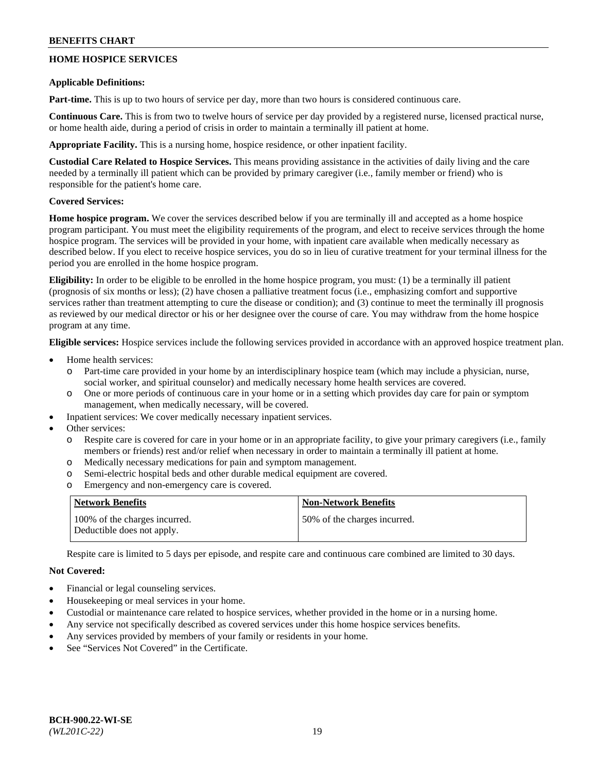**BENEFITS CHART**

## HOME HOSPICE SERVICES

**Applicable Definitions:**

**Part-time.** This is up to two hours of service per day, more than two hours is considered continuous care.

**Continuous Care.** This is from two to twelve hours of service per day provided by a registered nurse, licensed practical nurse, or home health aide, during a period of crisis in order to maintain a terminally ill patient at home.

**Appropriate Facility.** This is a nursing home, hospice residence, or other inpatient facility.

**Custodial Care Related to Hospice Services.** This means providing assistance in the activities of daily living and the care needed by a terminally ill patient which can be provided by primary caregiver (i.e., family member or friend) who is responsible for the patient's home care.

**Covered Services:**

**Home hospice program.** We cover the services described below if you are terminally ill and accepted as a home hospice program participant. You must meet the eligibility requirements of the program, and elect to receive services through the home hospice program. The services will be provided in your home, with inpatient care available when medically necessary as described below. If you elect to receive hospice services, you do so in lieu of curative treatment for your terminal illness for the period you are enrolled in the home hospice program.

**Eligibility:** In order to be eligible to be enrolled in the home hospice program, you must: (1) be a terminally ill patient (prognosis of six months or less); (2) have chosen a palliative treatment focus (i.e., emphasizing comfort and supportive services rather than treatment attempting to cure the disease or condition); and (3) continue to meet the terminally ill prognosis as reviewed by our medical director or his or her designee over the course of care. You may withdraw from the home hospice program at any time.

**Eligible services:** Hospice services include the following services provided in accordance with an approved hospice treatment plan.

- Home health services:
  - o Part-time care provided in your home by an interdisciplinary hospice team (which may include a physician, nurse, social worker, and spiritual counselor) and medically necessary home health services are covered.
  - o One or more periods of continuous care in your home or in a setting which provides day care for pain or symptom management, when medically necessary, will be covered.
- Inpatient services: We cover medically necessary inpatient services.
- Other services:
  - o Respite care is covered for care in your home or in an appropriate facility, to give your primary caregivers (i.e., family members or friends) rest and/or relief when necessary in order to maintain a terminally ill patient at home.
  - o Medically necessary medications for pain and symptom management.
  - o Semi-electric hospital beds and other durable medical equipment are covered.
  - o Emergency and non-emergency care is covered.

| Network Benefits | Non-Network Benefits |
|---|---|
| 100% of the charges incurred. Deductible does not apply. | 50% of the charges incurred. |

Respite care is limited to 5 days per episode, and respite care and continuous care combined are limited to 30 days.

**Not Covered:**

- Financial or legal counseling services.
- Housekeeping or meal services in your home.
- Custodial or maintenance care related to hospice services, whether provided in the home or in a nursing home.
- Any service not specifically described as covered services under this home hospice services benefits.
- Any services provided by members of your family or residents in your home.
- See "Services Not Covered" in the Certificate.

**BCH-900.22-WI-SE**
*(WL201C-22)*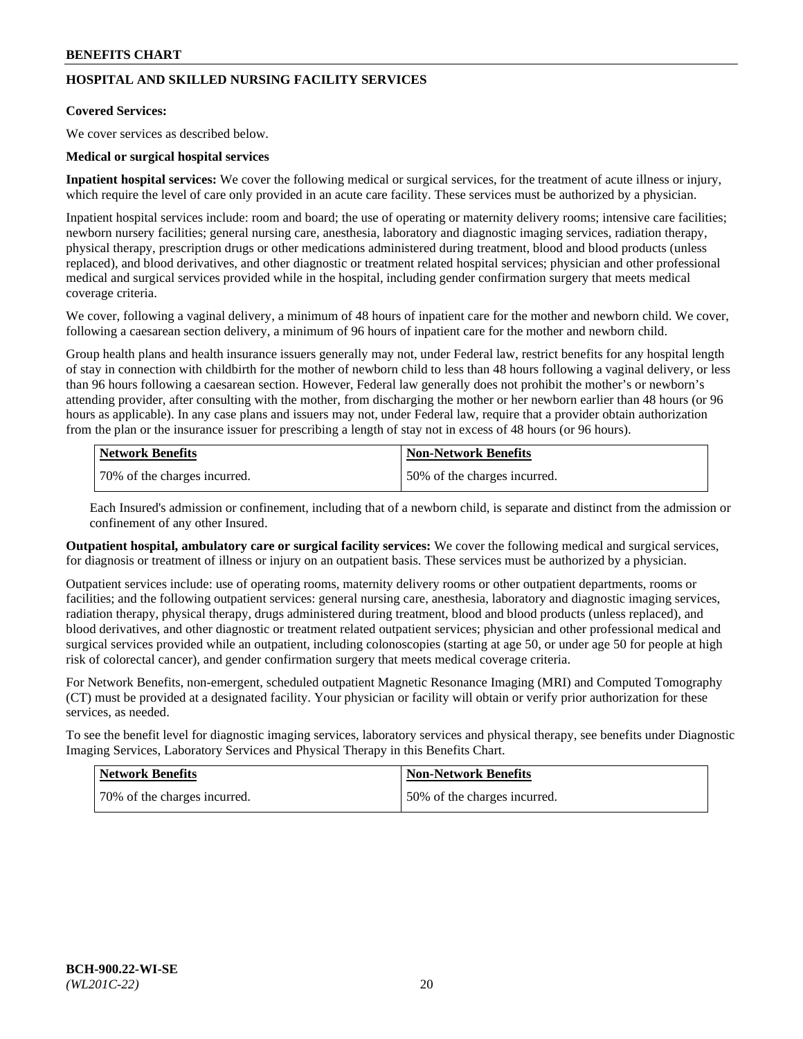## HOSPITAL AND SKILLED NURSING FACILITY SERVICES

**Covered Services:**

We cover services as described below.

**Medical or surgical hospital services**

**Inpatient hospital services:** We cover the following medical or surgical services, for the treatment of acute illness or injury, which require the level of care only provided in an acute care facility. These services must be authorized by a physician.

Inpatient hospital services include: room and board; the use of operating or maternity delivery rooms; intensive care facilities; newborn nursery facilities; general nursing care, anesthesia, laboratory and diagnostic imaging services, radiation therapy, physical therapy, prescription drugs or other medications administered during treatment, blood and blood products (unless replaced), and blood derivatives, and other diagnostic or treatment related hospital services; physician and other professional medical and surgical services provided while in the hospital, including gender confirmation surgery that meets medical coverage criteria.

We cover, following a vaginal delivery, a minimum of 48 hours of inpatient care for the mother and newborn child. We cover, following a caesarean section delivery, a minimum of 96 hours of inpatient care for the mother and newborn child.

Group health plans and health insurance issuers generally may not, under Federal law, restrict benefits for any hospital length of stay in connection with childbirth for the mother of newborn child to less than 48 hours following a vaginal delivery, or less than 96 hours following a caesarean section. However, Federal law generally does not prohibit the mother's or newborn's attending provider, after consulting with the mother, from discharging the mother or her newborn earlier than 48 hours (or 96 hours as applicable). In any case plans and issuers may not, under Federal law, require that a provider obtain authorization from the plan or the insurance issuer for prescribing a length of stay not in excess of 48 hours (or 96 hours).

| Network Benefits | Non-Network Benefits |
|---|---|
| 70% of the charges incurred. | 50% of the charges incurred. |

Each Insured's admission or confinement, including that of a newborn child, is separate and distinct from the admission or confinement of any other Insured.

**Outpatient hospital, ambulatory care or surgical facility services:** We cover the following medical and surgical services, for diagnosis or treatment of illness or injury on an outpatient basis. These services must be authorized by a physician.

Outpatient services include: use of operating rooms, maternity delivery rooms or other outpatient departments, rooms or facilities; and the following outpatient services: general nursing care, anesthesia, laboratory and diagnostic imaging services, radiation therapy, physical therapy, drugs administered during treatment, blood and blood products (unless replaced), and blood derivatives, and other diagnostic or treatment related outpatient services; physician and other professional medical and surgical services provided while an outpatient, including colonoscopies (starting at age 50, or under age 50 for people at high risk of colorectal cancer), and gender confirmation surgery that meets medical coverage criteria.

For Network Benefits, non-emergent, scheduled outpatient Magnetic Resonance Imaging (MRI) and Computed Tomography (CT) must be provided at a designated facility. Your physician or facility will obtain or verify prior authorization for these services, as needed.

To see the benefit level for diagnostic imaging services, laboratory services and physical therapy, see benefits under Diagnostic Imaging Services, Laboratory Services and Physical Therapy in this Benefits Chart.

| Network Benefits | Non-Network Benefits |
|---|---|
| 70% of the charges incurred. | 50% of the charges incurred. |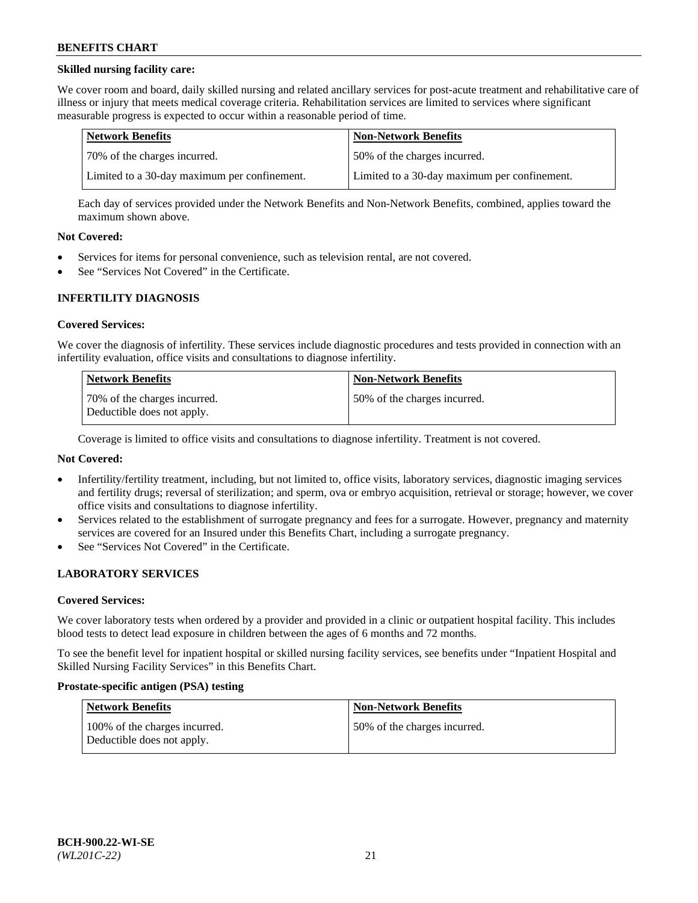**Skilled nursing facility care:**

We cover room and board, daily skilled nursing and related ancillary services for post-acute treatment and rehabilitative care of illness or injury that meets medical coverage criteria. Rehabilitation services are limited to services where significant measurable progress is expected to occur within a reasonable period of time.

| Network Benefits | Non-Network Benefits |
| --- | --- |
| 70% of the charges incurred. | 50% of the charges incurred. |
| Limited to a 30-day maximum per confinement. | Limited to a 30-day maximum per confinement. |

Each day of services provided under the Network Benefits and Non-Network Benefits, combined, applies toward the maximum shown above.

**Not Covered:**

- Services for items for personal convenience, such as television rental, are not covered.
- See "Services Not Covered" in the Certificate.

## INFERTILITY DIAGNOSIS

**Covered Services:**

We cover the diagnosis of infertility. These services include diagnostic procedures and tests provided in connection with an infertility evaluation, office visits and consultations to diagnose infertility.

| Network Benefits | Non-Network Benefits |
| --- | --- |
| 70% of the charges incurred. Deductible does not apply. | 50% of the charges incurred. |

Coverage is limited to office visits and consultations to diagnose infertility. Treatment is not covered.

**Not Covered:**

- Infertility/fertility treatment, including, but not limited to, office visits, laboratory services, diagnostic imaging services and fertility drugs; reversal of sterilization; and sperm, ova or embryo acquisition, retrieval or storage; however, we cover office visits and consultations to diagnose infertility.
- Services related to the establishment of surrogate pregnancy and fees for a surrogate. However, pregnancy and maternity services are covered for an Insured under this Benefits Chart, including a surrogate pregnancy.
- See "Services Not Covered" in the Certificate.

## LABORATORY SERVICES

**Covered Services:**

We cover laboratory tests when ordered by a provider and provided in a clinic or outpatient hospital facility. This includes blood tests to detect lead exposure in children between the ages of 6 months and 72 months.

To see the benefit level for inpatient hospital or skilled nursing facility services, see benefits under "Inpatient Hospital and Skilled Nursing Facility Services" in this Benefits Chart.

**Prostate-specific antigen (PSA) testing**

| Network Benefits | Non-Network Benefits |
| --- | --- |
| 100% of the charges incurred. Deductible does not apply. | 50% of the charges incurred. |

BCH-900.22-WI-SE
*(WL201C-22)*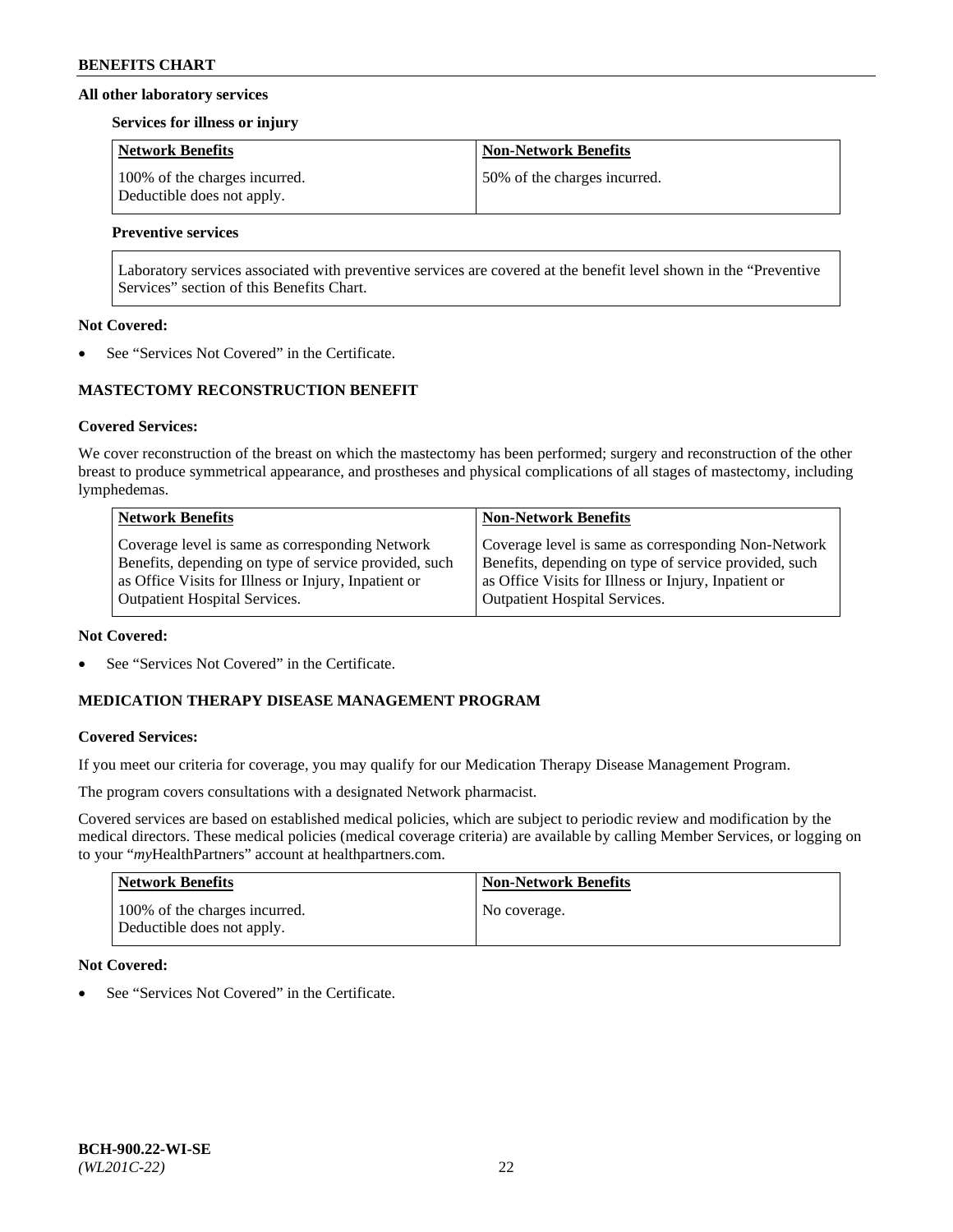#### All other laboratory services

**Services for illness or injury**

| Network Benefits | Non-Network Benefits |
|---|---|
| 100% of the charges incurred. Deductible does not apply. | 50% of the charges incurred. |

**Preventive services**

| Laboratory services associated with preventive services are covered at the benefit level shown in the "Preventive Services" section of this Benefits Chart. |
|---|

**Not Covered:**

- See "Services Not Covered" in the Certificate.

### MASTECTOMY RECONSTRUCTION BENEFIT

**Covered Services:**

We cover reconstruction of the breast on which the mastectomy has been performed; surgery and reconstruction of the other breast to produce symmetrical appearance, and prostheses and physical complications of all stages of mastectomy, including lymphedemas.

| Network Benefits | Non-Network Benefits |
|---|---|
| Coverage level is same as corresponding Network Benefits, depending on type of service provided, such as Office Visits for Illness or Injury, Inpatient or Outpatient Hospital Services. | Coverage level is same as corresponding Non-Network Benefits, depending on type of service provided, such as Office Visits for Illness or Injury, Inpatient or Outpatient Hospital Services. |

**Not Covered:**

- See "Services Not Covered" in the Certificate.

### MEDICATION THERAPY DISEASE MANAGEMENT PROGRAM

**Covered Services:**

If you meet our criteria for coverage, you may qualify for our Medication Therapy Disease Management Program.

The program covers consultations with a designated Network pharmacist.

Covered services are based on established medical policies, which are subject to periodic review and modification by the medical directors. These medical policies (medical coverage criteria) are available by calling Member Services, or logging on to your "*my*HealthPartners" account at healthpartners.com.

| Network Benefits | Non-Network Benefits |
|---|---|
| 100% of the charges incurred. Deductible does not apply. | No coverage. |

**Not Covered:**

- See "Services Not Covered" in the Certificate.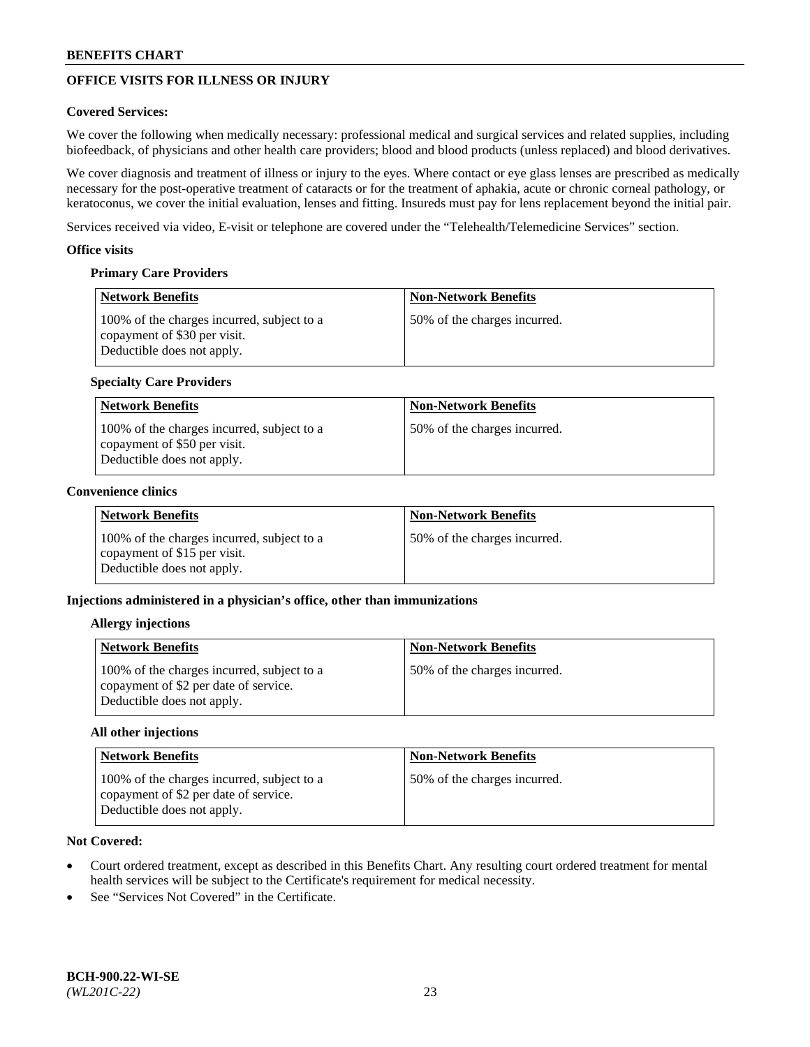**BENEFITS CHART**

## OFFICE VISITS FOR ILLNESS OR INJURY

**Covered Services:**

We cover the following when medically necessary: professional medical and surgical services and related supplies, including biofeedback, of physicians and other health care providers; blood and blood products (unless replaced) and blood derivatives.

We cover diagnosis and treatment of illness or injury to the eyes. Where contact or eye glass lenses are prescribed as medically necessary for the post-operative treatment of cataracts or for the treatment of aphakia, acute or chronic corneal pathology, or keratoconus, we cover the initial evaluation, lenses and fitting. Insureds must pay for lens replacement beyond the initial pair.

Services received via video, E-visit or telephone are covered under the "Telehealth/Telemedicine Services" section.

**Office visits**

**Primary Care Providers**

| Network Benefits | Non-Network Benefits |
|---|---|
| 100% of the charges incurred, subject to a copayment of $30 per visit. Deductible does not apply. | 50% of the charges incurred. |

**Specialty Care Providers**

| Network Benefits | Non-Network Benefits |
|---|---|
| 100% of the charges incurred, subject to a copayment of $50 per visit. Deductible does not apply. | 50% of the charges incurred. |

**Convenience clinics**

| Network Benefits | Non-Network Benefits |
|---|---|
| 100% of the charges incurred, subject to a copayment of $15 per visit. Deductible does not apply. | 50% of the charges incurred. |

**Injections administered in a physician's office, other than immunizations**

**Allergy injections**

| Network Benefits | Non-Network Benefits |
|---|---|
| 100% of the charges incurred, subject to a copayment of $2 per date of service. Deductible does not apply. | 50% of the charges incurred. |

**All other injections**

| Network Benefits | Non-Network Benefits |
|---|---|
| 100% of the charges incurred, subject to a copayment of $2 per date of service. Deductible does not apply. | 50% of the charges incurred. |

**Not Covered:**

- Court ordered treatment, except as described in this Benefits Chart. Any resulting court ordered treatment for mental health services will be subject to the Certificate's requirement for medical necessity.
- See "Services Not Covered" in the Certificate.

**BCH-900.22-WI-SE**
*(WL201C-22)*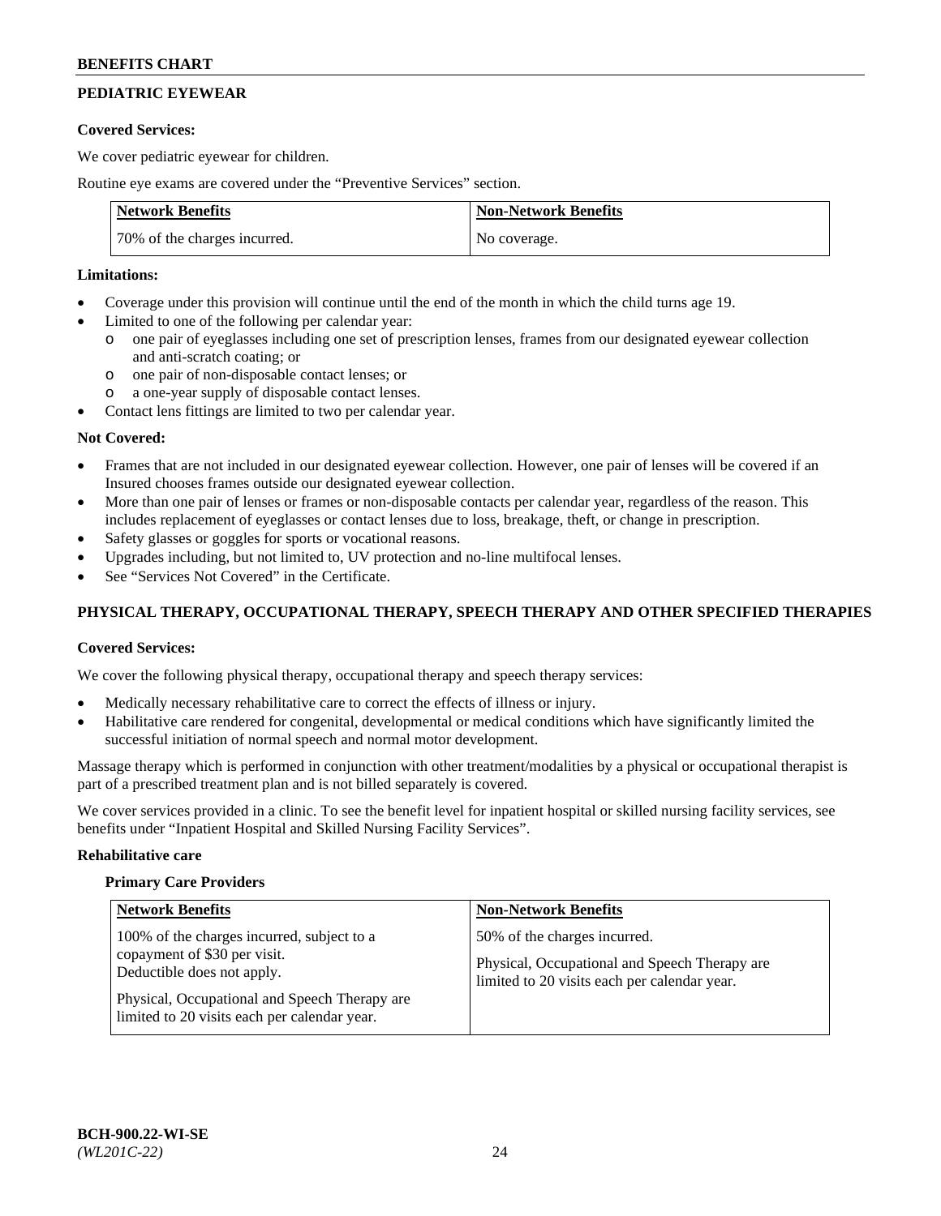## PEDIATRIC EYEWEAR

**Covered Services:**

We cover pediatric eyewear for children.

Routine eye exams are covered under the "Preventive Services" section.

| Network Benefits | Non-Network Benefits |
|---|---|
| 70% of the charges incurred. | No coverage. |

**Limitations:**

- Coverage under this provision will continue until the end of the month in which the child turns age 19.
- Limited to one of the following per calendar year:
  - o one pair of eyeglasses including one set of prescription lenses, frames from our designated eyewear collection and anti-scratch coating; or
  - o one pair of non-disposable contact lenses; or
  - o a one-year supply of disposable contact lenses.
- Contact lens fittings are limited to two per calendar year.

**Not Covered:**

- Frames that are not included in our designated eyewear collection. However, one pair of lenses will be covered if an Insured chooses frames outside our designated eyewear collection.
- More than one pair of lenses or frames or non-disposable contacts per calendar year, regardless of the reason. This includes replacement of eyeglasses or contact lenses due to loss, breakage, theft, or change in prescription.
- Safety glasses or goggles for sports or vocational reasons.
- Upgrades including, but not limited to, UV protection and no-line multifocal lenses.
- See "Services Not Covered" in the Certificate.

## PHYSICAL THERAPY, OCCUPATIONAL THERAPY, SPEECH THERAPY AND OTHER SPECIFIED THERAPIES

**Covered Services:**

We cover the following physical therapy, occupational therapy and speech therapy services:

- Medically necessary rehabilitative care to correct the effects of illness or injury.
- Habilitative care rendered for congenital, developmental or medical conditions which have significantly limited the successful initiation of normal speech and normal motor development.

Massage therapy which is performed in conjunction with other treatment/modalities by a physical or occupational therapist is part of a prescribed treatment plan and is not billed separately is covered.

We cover services provided in a clinic. To see the benefit level for inpatient hospital or skilled nursing facility services, see benefits under "Inpatient Hospital and Skilled Nursing Facility Services".

**Rehabilitative care**

**Primary Care Providers**

| Network Benefits | Non-Network Benefits |
|---|---|
| 100% of the charges incurred, subject to a copayment of $30 per visit. Deductible does not apply.<br><br>Physical, Occupational and Speech Therapy are limited to 20 visits each per calendar year. | 50% of the charges incurred.<br><br>Physical, Occupational and Speech Therapy are limited to 20 visits each per calendar year. |

BCH-900.22-WI-SE
*(WL201C-22)*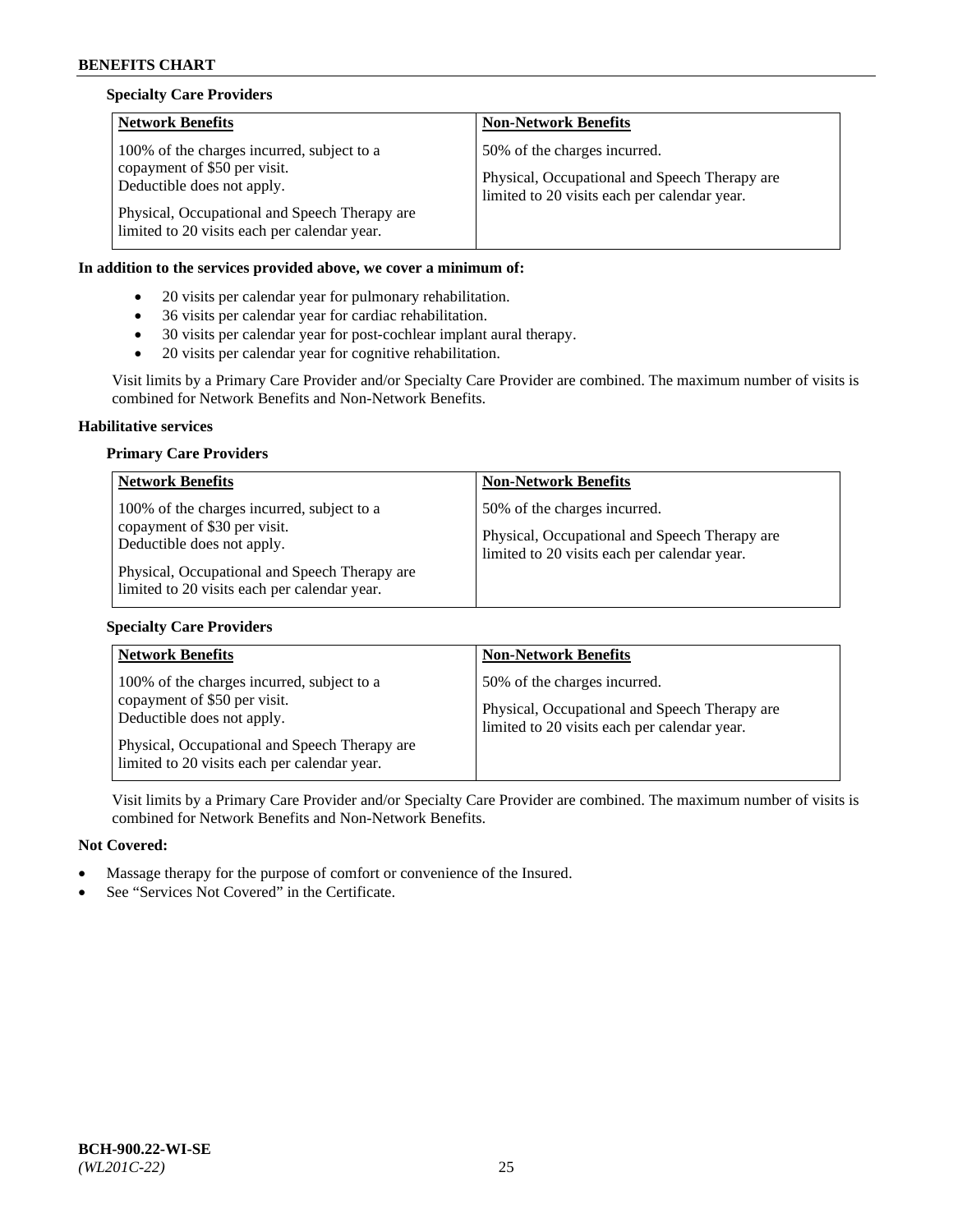**Specialty Care Providers**

| Network Benefits | Non-Network Benefits |
|---|---|
| 100% of the charges incurred, subject to a copayment of $50 per visit. Deductible does not apply.<br><br>Physical, Occupational and Speech Therapy are limited to 20 visits each per calendar year. | 50% of the charges incurred.<br><br>Physical, Occupational and Speech Therapy are limited to 20 visits each per calendar year. |

**In addition to the services provided above, we cover a minimum of:**

- 20 visits per calendar year for pulmonary rehabilitation.
- 36 visits per calendar year for cardiac rehabilitation.
- 30 visits per calendar year for post-cochlear implant aural therapy.
- 20 visits per calendar year for cognitive rehabilitation.

Visit limits by a Primary Care Provider and/or Specialty Care Provider are combined. The maximum number of visits is combined for Network Benefits and Non-Network Benefits.

**Habilitative services**

**Primary Care Providers**

| Network Benefits | Non-Network Benefits |
|---|---|
| 100% of the charges incurred, subject to a copayment of $30 per visit. Deductible does not apply.<br><br>Physical, Occupational and Speech Therapy are limited to 20 visits each per calendar year. | 50% of the charges incurred.<br><br>Physical, Occupational and Speech Therapy are limited to 20 visits each per calendar year. |

**Specialty Care Providers**

| Network Benefits | Non-Network Benefits |
|---|---|
| 100% of the charges incurred, subject to a copayment of $50 per visit. Deductible does not apply.<br><br>Physical, Occupational and Speech Therapy are limited to 20 visits each per calendar year. | 50% of the charges incurred.<br><br>Physical, Occupational and Speech Therapy are limited to 20 visits each per calendar year. |

Visit limits by a Primary Care Provider and/or Specialty Care Provider are combined. The maximum number of visits is combined for Network Benefits and Non-Network Benefits.

**Not Covered:**

- Massage therapy for the purpose of comfort or convenience of the Insured.
- See "Services Not Covered" in the Certificate.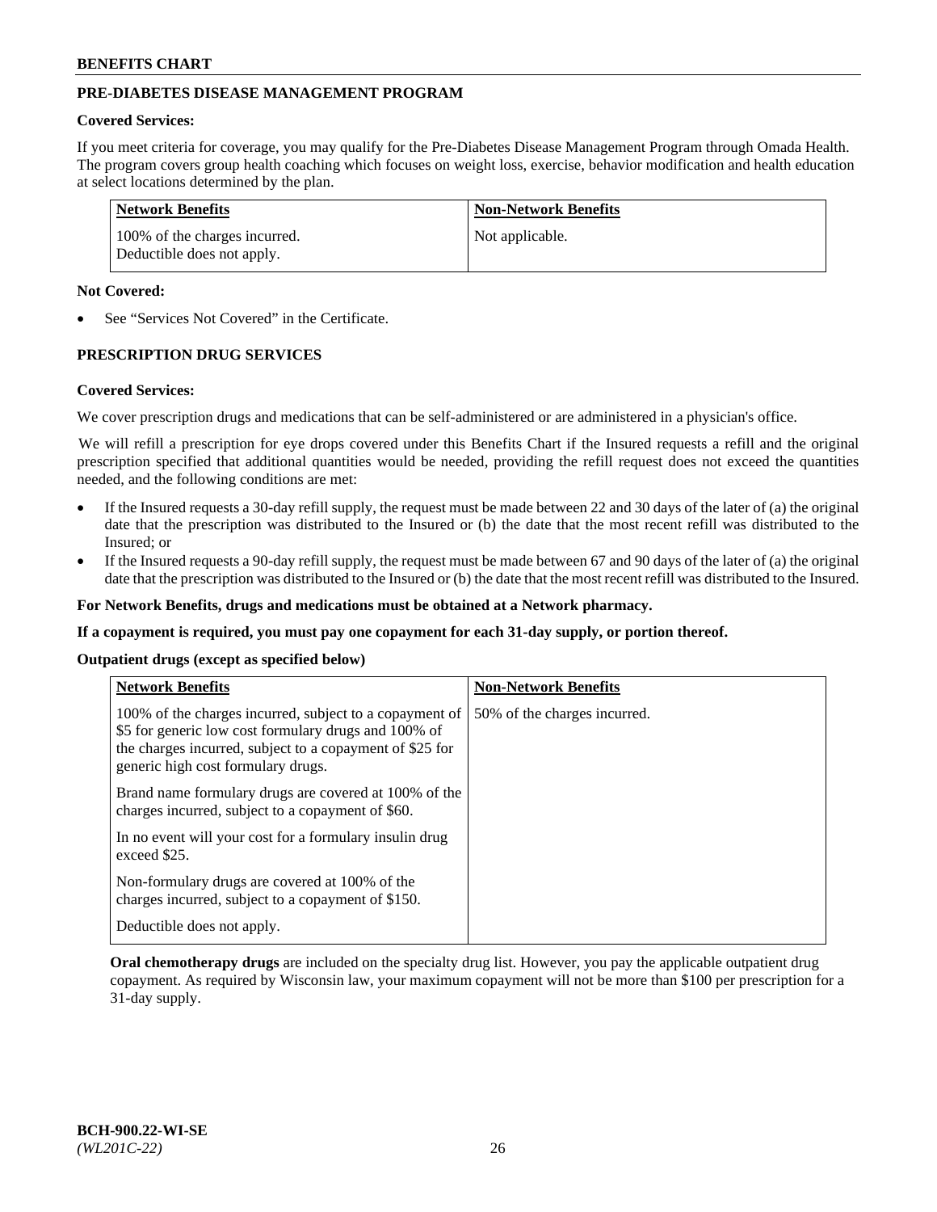## PRE-DIABETES DISEASE MANAGEMENT PROGRAM

**Covered Services:**

If you meet criteria for coverage, you may qualify for the Pre-Diabetes Disease Management Program through Omada Health. The program covers group health coaching which focuses on weight loss, exercise, behavior modification and health education at select locations determined by the plan.

| Network Benefits | Non-Network Benefits |
|---|---|
| 100% of the charges incurred. Deductible does not apply. | Not applicable. |

**Not Covered:**

- See "Services Not Covered" in the Certificate.

## PRESCRIPTION DRUG SERVICES

**Covered Services:**

We cover prescription drugs and medications that can be self-administered or are administered in a physician's office.

We will refill a prescription for eye drops covered under this Benefits Chart if the Insured requests a refill and the original prescription specified that additional quantities would be needed, providing the refill request does not exceed the quantities needed, and the following conditions are met:

- If the Insured requests a 30-day refill supply, the request must be made between 22 and 30 days of the later of (a) the original date that the prescription was distributed to the Insured or (b) the date that the most recent refill was distributed to the Insured; or
- If the Insured requests a 90-day refill supply, the request must be made between 67 and 90 days of the later of (a) the original date that the prescription was distributed to the Insured or (b) the date that the most recent refill was distributed to the Insured.

**For Network Benefits, drugs and medications must be obtained at a Network pharmacy.**

**If a copayment is required, you must pay one copayment for each 31-day supply, or portion thereof.**

**Outpatient drugs (except as specified below)**

| Network Benefits | Non-Network Benefits |
|---|---|
| 100% of the charges incurred, subject to a copayment of \$5 for generic low cost formulary drugs and 100% of the charges incurred, subject to a copayment of \$25 for generic high cost formulary drugs.<br><br>Brand name formulary drugs are covered at 100% of the charges incurred, subject to a copayment of \$60.<br><br>In no event will your cost for a formulary insulin drug exceed \$25.<br><br>Non-formulary drugs are covered at 100% of the charges incurred, subject to a copayment of \$150.<br><br>Deductible does not apply. | 50% of the charges incurred. |

**Oral chemotherapy drugs** are included on the specialty drug list. However, you pay the applicable outpatient drug copayment. As required by Wisconsin law, your maximum copayment will not be more than \$100 per prescription for a 31-day supply.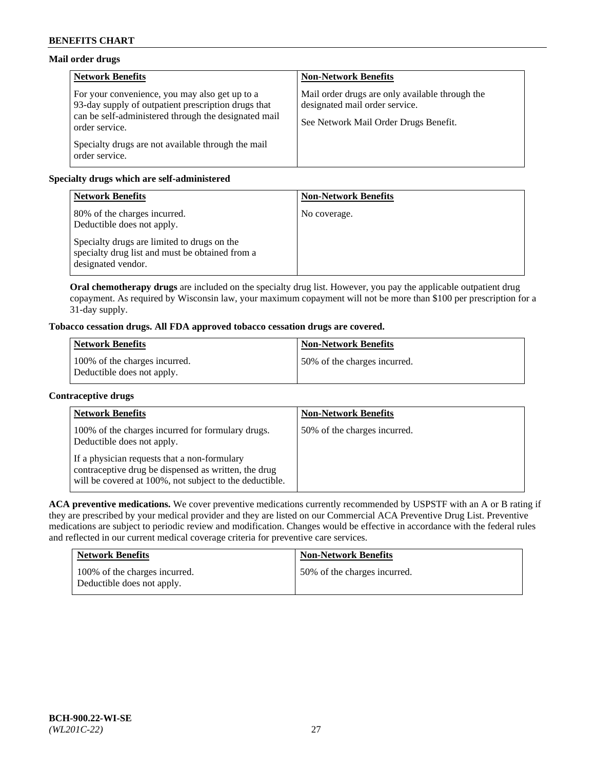**Mail order drugs**

| Network Benefits | Non-Network Benefits |
| --- | --- |
| For your convenience, you may also get up to a 93-day supply of outpatient prescription drugs that can be self-administered through the designated mail order service.<br><br>Specialty drugs are not available through the mail order service. | Mail order drugs are only available through the designated mail order service.<br><br>See Network Mail Order Drugs Benefit. |

**Specialty drugs which are self-administered**

| Network Benefits | Non-Network Benefits |
| --- | --- |
| 80% of the charges incurred.<br>Deductible does not apply.<br><br>Specialty drugs are limited to drugs on the specialty drug list and must be obtained from a designated vendor. | No coverage. |

**Oral chemotherapy drugs** are included on the specialty drug list. However, you pay the applicable outpatient drug copayment. As required by Wisconsin law, your maximum copayment will not be more than $100 per prescription for a 31-day supply.

**Tobacco cessation drugs. All FDA approved tobacco cessation drugs are covered.**

| Network Benefits | Non-Network Benefits |
| --- | --- |
| 100% of the charges incurred.<br>Deductible does not apply. | 50% of the charges incurred. |

**Contraceptive drugs**

| Network Benefits | Non-Network Benefits |
| --- | --- |
| 100% of the charges incurred for formulary drugs.<br>Deductible does not apply.<br><br>If a physician requests that a non-formulary contraceptive drug be dispensed as written, the drug will be covered at 100%, not subject to the deductible. | 50% of the charges incurred. |

**ACA preventive medications.** We cover preventive medications currently recommended by USPSTF with an A or B rating if they are prescribed by your medical provider and they are listed on our Commercial ACA Preventive Drug List. Preventive medications are subject to periodic review and modification. Changes would be effective in accordance with the federal rules and reflected in our current medical coverage criteria for preventive care services.

| Network Benefits | Non-Network Benefits |
| --- | --- |
| 100% of the charges incurred.<br>Deductible does not apply. | 50% of the charges incurred. |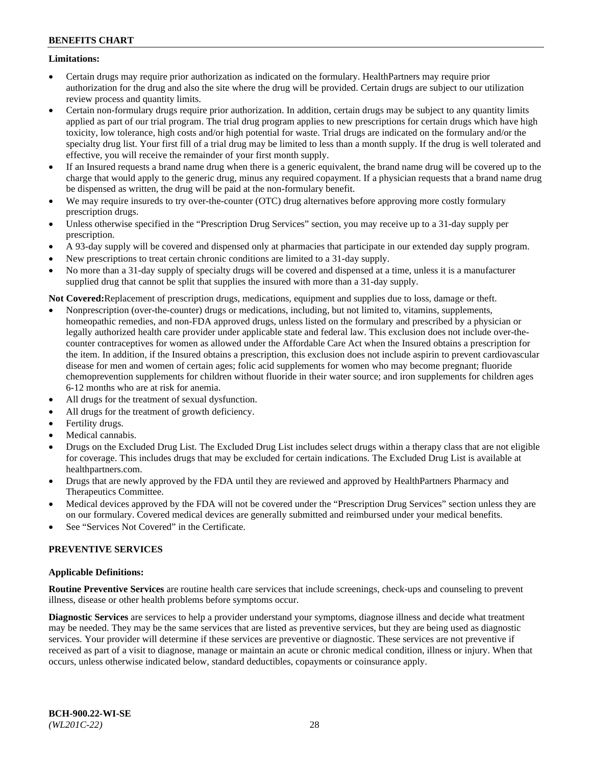**Limitations:**

- Certain drugs may require prior authorization as indicated on the formulary. HealthPartners may require prior authorization for the drug and also the site where the drug will be provided. Certain drugs are subject to our utilization review process and quantity limits.
- Certain non-formulary drugs require prior authorization. In addition, certain drugs may be subject to any quantity limits applied as part of our trial program. The trial drug program applies to new prescriptions for certain drugs which have high toxicity, low tolerance, high costs and/or high potential for waste. Trial drugs are indicated on the formulary and/or the specialty drug list. Your first fill of a trial drug may be limited to less than a month supply. If the drug is well tolerated and effective, you will receive the remainder of your first month supply.
- If an Insured requests a brand name drug when there is a generic equivalent, the brand name drug will be covered up to the charge that would apply to the generic drug, minus any required copayment. If a physician requests that a brand name drug be dispensed as written, the drug will be paid at the non-formulary benefit.
- We may require insureds to try over-the-counter (OTC) drug alternatives before approving more costly formulary prescription drugs.
- Unless otherwise specified in the "Prescription Drug Services" section, you may receive up to a 31-day supply per prescription.
- A 93-day supply will be covered and dispensed only at pharmacies that participate in our extended day supply program.
- New prescriptions to treat certain chronic conditions are limited to a 31-day supply.
- No more than a 31-day supply of specialty drugs will be covered and dispensed at a time, unless it is a manufacturer supplied drug that cannot be split that supplies the insured with more than a 31-day supply.

**Not Covered:**Replacement of prescription drugs, medications, equipment and supplies due to loss, damage or theft.

- Nonprescription (over-the-counter) drugs or medications, including, but not limited to, vitamins, supplements, homeopathic remedies, and non-FDA approved drugs, unless listed on the formulary and prescribed by a physician or legally authorized health care provider under applicable state and federal law. This exclusion does not include over-the-counter contraceptives for women as allowed under the Affordable Care Act when the Insured obtains a prescription for the item. In addition, if the Insured obtains a prescription, this exclusion does not include aspirin to prevent cardiovascular disease for men and women of certain ages; folic acid supplements for women who may become pregnant; fluoride chemoprevention supplements for children without fluoride in their water source; and iron supplements for children ages 6-12 months who are at risk for anemia.
- All drugs for the treatment of sexual dysfunction.
- All drugs for the treatment of growth deficiency.
- Fertility drugs.
- Medical cannabis.
- Drugs on the Excluded Drug List. The Excluded Drug List includes select drugs within a therapy class that are not eligible for coverage. This includes drugs that may be excluded for certain indications. The Excluded Drug List is available at healthpartners.com.
- Drugs that are newly approved by the FDA until they are reviewed and approved by HealthPartners Pharmacy and Therapeutics Committee.
- Medical devices approved by the FDA will not be covered under the "Prescription Drug Services" section unless they are on our formulary. Covered medical devices are generally submitted and reimbursed under your medical benefits.
- See "Services Not Covered" in the Certificate.

## PREVENTIVE SERVICES

**Applicable Definitions:**

**Routine Preventive Services** are routine health care services that include screenings, check-ups and counseling to prevent illness, disease or other health problems before symptoms occur.

**Diagnostic Services** are services to help a provider understand your symptoms, diagnose illness and decide what treatment may be needed. They may be the same services that are listed as preventive services, but they are being used as diagnostic services. Your provider will determine if these services are preventive or diagnostic. These services are not preventive if received as part of a visit to diagnose, manage or maintain an acute or chronic medical condition, illness or injury. When that occurs, unless otherwise indicated below, standard deductibles, copayments or coinsurance apply.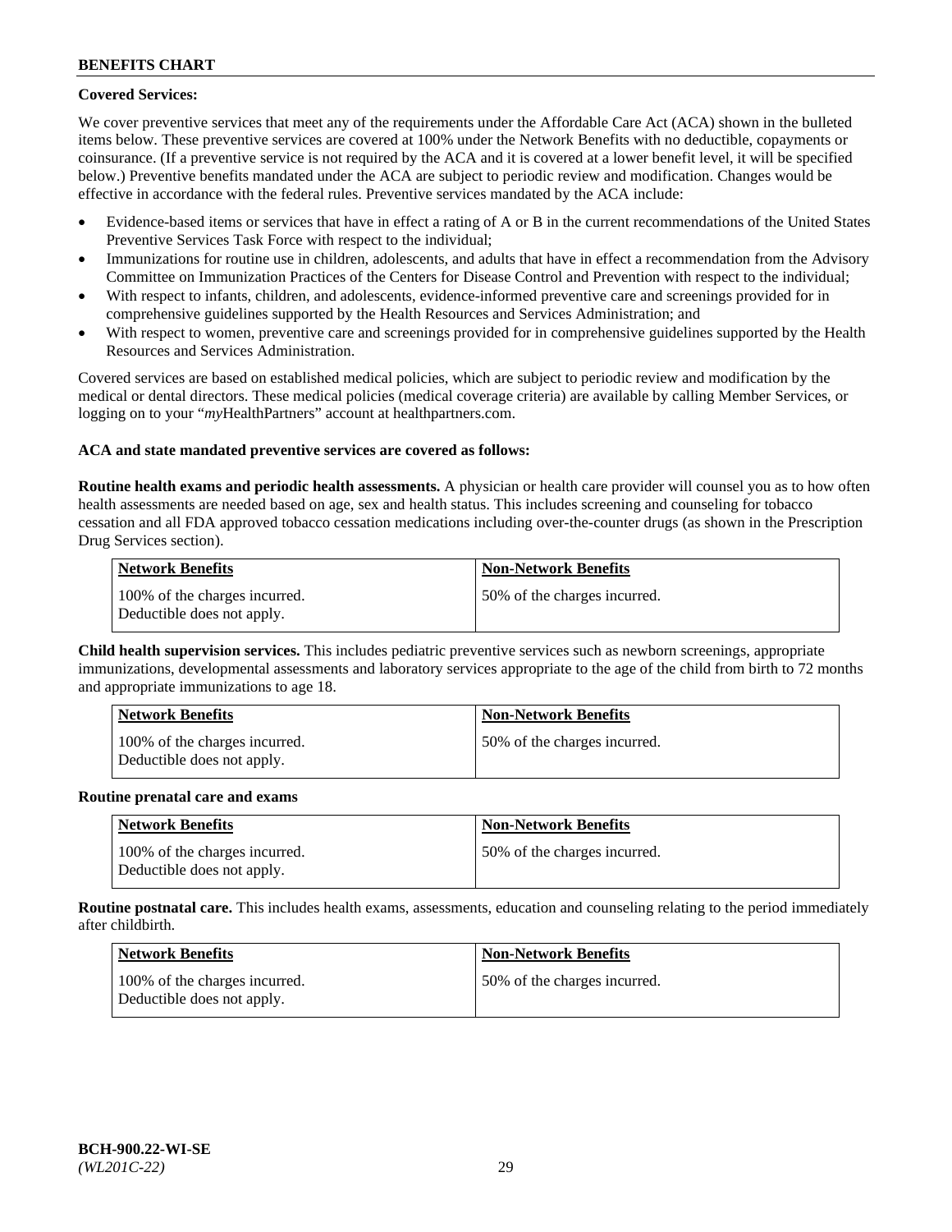**Covered Services:**

We cover preventive services that meet any of the requirements under the Affordable Care Act (ACA) shown in the bulleted items below. These preventive services are covered at 100% under the Network Benefits with no deductible, copayments or coinsurance. (If a preventive service is not required by the ACA and it is covered at a lower benefit level, it will be specified below.) Preventive benefits mandated under the ACA are subject to periodic review and modification. Changes would be effective in accordance with the federal rules. Preventive services mandated by the ACA include:

- Evidence-based items or services that have in effect a rating of A or B in the current recommendations of the United States Preventive Services Task Force with respect to the individual;
- Immunizations for routine use in children, adolescents, and adults that have in effect a recommendation from the Advisory Committee on Immunization Practices of the Centers for Disease Control and Prevention with respect to the individual;
- With respect to infants, children, and adolescents, evidence-informed preventive care and screenings provided for in comprehensive guidelines supported by the Health Resources and Services Administration; and
- With respect to women, preventive care and screenings provided for in comprehensive guidelines supported by the Health Resources and Services Administration.

Covered services are based on established medical policies, which are subject to periodic review and modification by the medical or dental directors. These medical policies (medical coverage criteria) are available by calling Member Services, or logging on to your "*my*HealthPartners" account at healthpartners.com.

**ACA and state mandated preventive services are covered as follows:**

**Routine health exams and periodic health assessments.** A physician or health care provider will counsel you as to how often health assessments are needed based on age, sex and health status. This includes screening and counseling for tobacco cessation and all FDA approved tobacco cessation medications including over-the-counter drugs (as shown in the Prescription Drug Services section).

| Network Benefits | Non-Network Benefits |
|---|---|
| 100% of the charges incurred. Deductible does not apply. | 50% of the charges incurred. |

**Child health supervision services.** This includes pediatric preventive services such as newborn screenings, appropriate immunizations, developmental assessments and laboratory services appropriate to the age of the child from birth to 72 months and appropriate immunizations to age 18.

| Network Benefits | Non-Network Benefits |
|---|---|
| 100% of the charges incurred. Deductible does not apply. | 50% of the charges incurred. |

**Routine prenatal care and exams**

| Network Benefits | Non-Network Benefits |
|---|---|
| 100% of the charges incurred. Deductible does not apply. | 50% of the charges incurred. |

**Routine postnatal care.** This includes health exams, assessments, education and counseling relating to the period immediately after childbirth.

| Network Benefits | Non-Network Benefits |
|---|---|
| 100% of the charges incurred. Deductible does not apply. | 50% of the charges incurred. |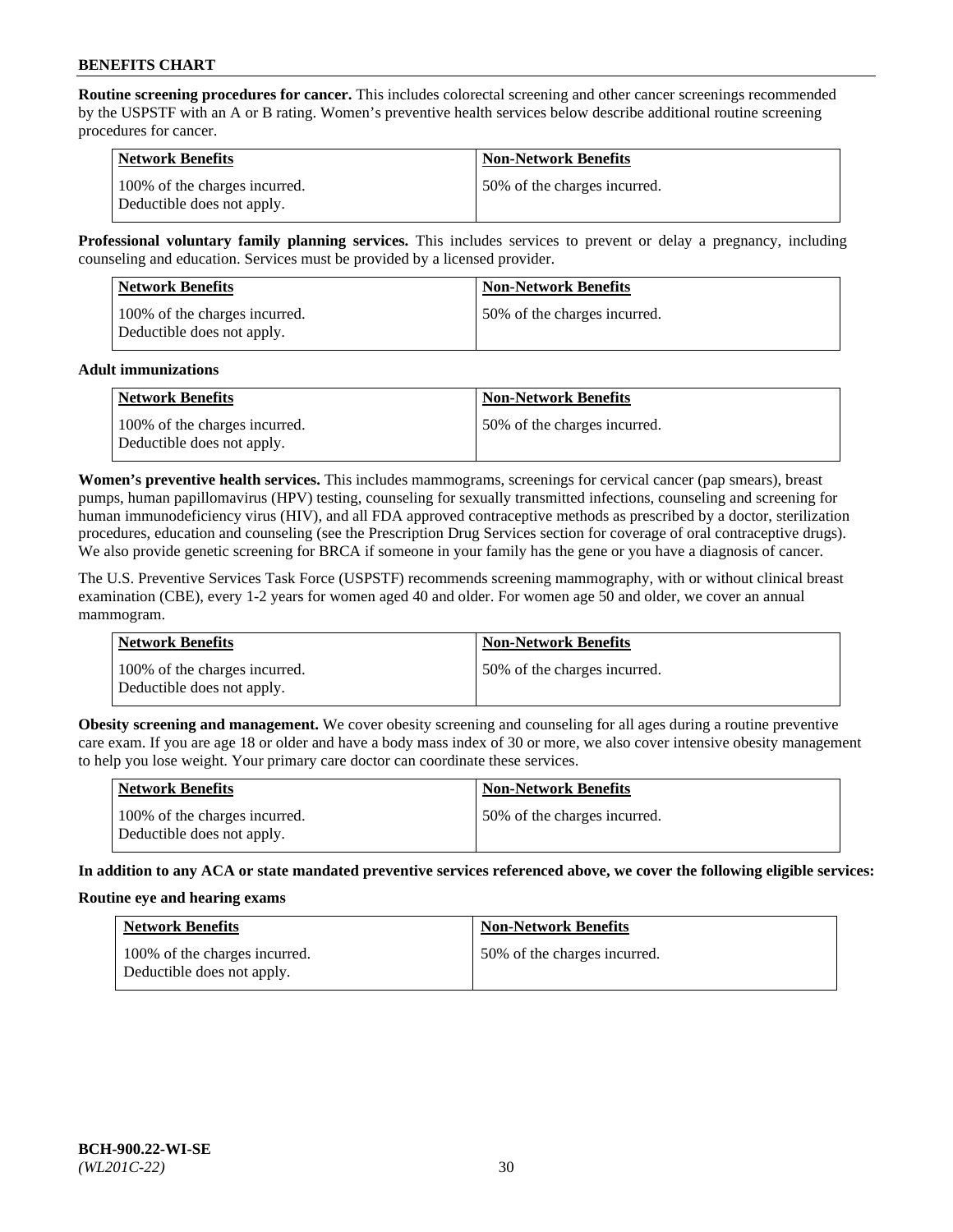**Routine screening procedures for cancer.** This includes colorectal screening and other cancer screenings recommended by the USPSTF with an A or B rating. Women's preventive health services below describe additional routine screening procedures for cancer.

| Network Benefits | Non-Network Benefits |
|---|---|
| 100% of the charges incurred. Deductible does not apply. | 50% of the charges incurred. |

**Professional voluntary family planning services.** This includes services to prevent or delay a pregnancy, including counseling and education. Services must be provided by a licensed provider.

| Network Benefits | Non-Network Benefits |
|---|---|
| 100% of the charges incurred. Deductible does not apply. | 50% of the charges incurred. |

**Adult immunizations**

| Network Benefits | Non-Network Benefits |
|---|---|
| 100% of the charges incurred. Deductible does not apply. | 50% of the charges incurred. |

**Women's preventive health services.** This includes mammograms, screenings for cervical cancer (pap smears), breast pumps, human papillomavirus (HPV) testing, counseling for sexually transmitted infections, counseling and screening for human immunodeficiency virus (HIV), and all FDA approved contraceptive methods as prescribed by a doctor, sterilization procedures, education and counseling (see the Prescription Drug Services section for coverage of oral contraceptive drugs). We also provide genetic screening for BRCA if someone in your family has the gene or you have a diagnosis of cancer.

The U.S. Preventive Services Task Force (USPSTF) recommends screening mammography, with or without clinical breast examination (CBE), every 1-2 years for women aged 40 and older. For women age 50 and older, we cover an annual mammogram.

| Network Benefits | Non-Network Benefits |
|---|---|
| 100% of the charges incurred. Deductible does not apply. | 50% of the charges incurred. |

**Obesity screening and management.** We cover obesity screening and counseling for all ages during a routine preventive care exam. If you are age 18 or older and have a body mass index of 30 or more, we also cover intensive obesity management to help you lose weight. Your primary care doctor can coordinate these services.

| Network Benefits | Non-Network Benefits |
|---|---|
| 100% of the charges incurred. Deductible does not apply. | 50% of the charges incurred. |

**In addition to any ACA or state mandated preventive services referenced above, we cover the following eligible services:**

**Routine eye and hearing exams**

| Network Benefits | Non-Network Benefits |
|---|---|
| 100% of the charges incurred. Deductible does not apply. | 50% of the charges incurred. |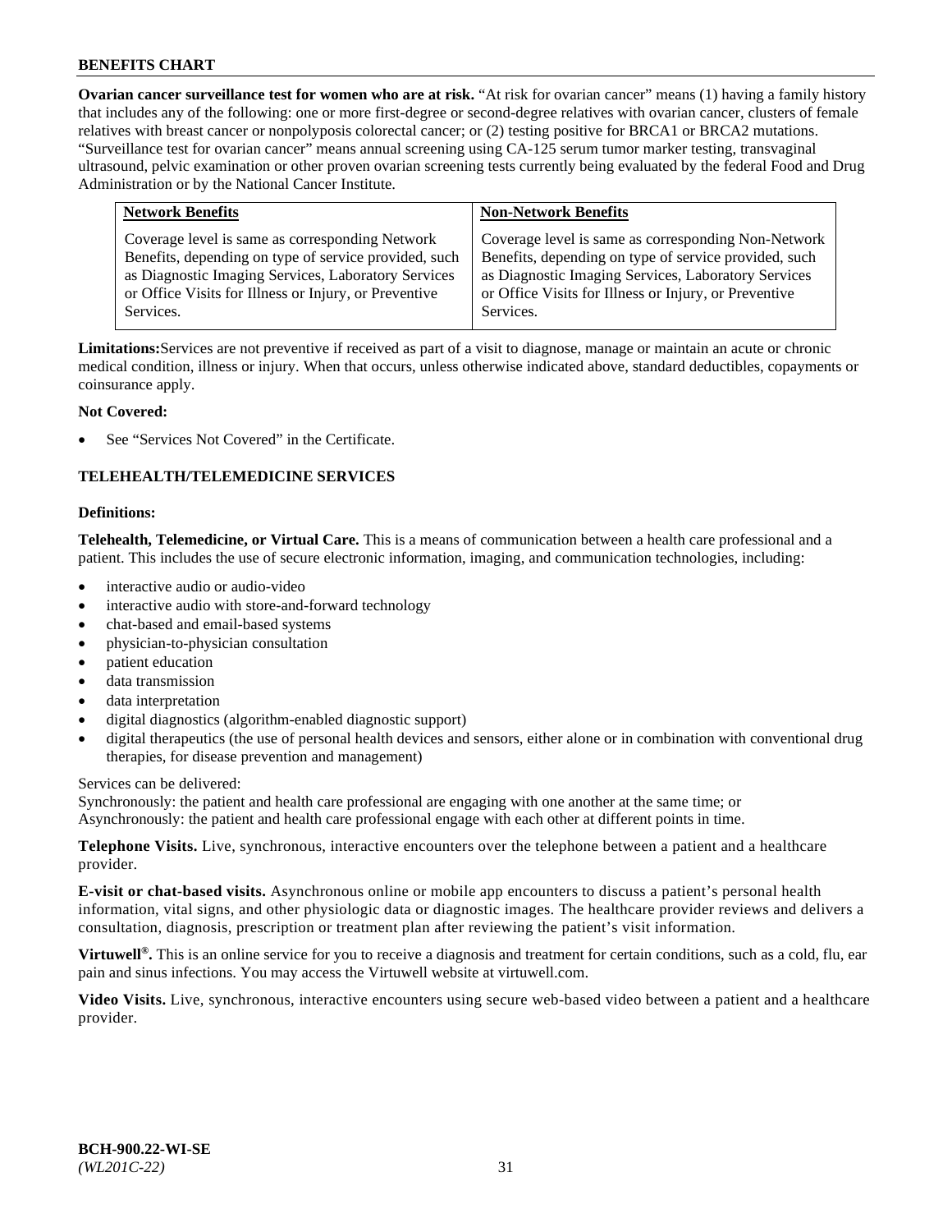**Ovarian cancer surveillance test for women who are at risk.** "At risk for ovarian cancer" means (1) having a family history that includes any of the following: one or more first-degree or second-degree relatives with ovarian cancer, clusters of female relatives with breast cancer or nonpolyposis colorectal cancer; or (2) testing positive for BRCA1 or BRCA2 mutations. "Surveillance test for ovarian cancer" means annual screening using CA-125 serum tumor marker testing, transvaginal ultrasound, pelvic examination or other proven ovarian screening tests currently being evaluated by the federal Food and Drug Administration or by the National Cancer Institute.

| Network Benefits | Non-Network Benefits |
|---|---|
| Coverage level is same as corresponding Network Benefits, depending on type of service provided, such as Diagnostic Imaging Services, Laboratory Services or Office Visits for Illness or Injury, or Preventive Services. | Coverage level is same as corresponding Non-Network Benefits, depending on type of service provided, such as Diagnostic Imaging Services, Laboratory Services or Office Visits for Illness or Injury, or Preventive Services. |

**Limitations:** Services are not preventive if received as part of a visit to diagnose, manage or maintain an acute or chronic medical condition, illness or injury. When that occurs, unless otherwise indicated above, standard deductibles, copayments or coinsurance apply.

**Not Covered:**

- See "Services Not Covered" in the Certificate.

### TELEHEALTH/TELEMEDICINE SERVICES

**Definitions:**

**Telehealth, Telemedicine, or Virtual Care.** This is a means of communication between a health care professional and a patient. This includes the use of secure electronic information, imaging, and communication technologies, including:

- interactive audio or audio-video
- interactive audio with store-and-forward technology
- chat-based and email-based systems
- physician-to-physician consultation
- patient education
- data transmission
- data interpretation
- digital diagnostics (algorithm-enabled diagnostic support)
- digital therapeutics (the use of personal health devices and sensors, either alone or in combination with conventional drug therapies, for disease prevention and management)

Services can be delivered:
Synchronously: the patient and health care professional are engaging with one another at the same time; or
Asynchronously: the patient and health care professional engage with each other at different points in time.

**Telephone Visits.** Live, synchronous, interactive encounters over the telephone between a patient and a healthcare provider.

**E-visit or chat-based visits.** Asynchronous online or mobile app encounters to discuss a patient's personal health information, vital signs, and other physiologic data or diagnostic images. The healthcare provider reviews and delivers a consultation, diagnosis, prescription or treatment plan after reviewing the patient's visit information.

**Virtuwell®.** This is an online service for you to receive a diagnosis and treatment for certain conditions, such as a cold, flu, ear pain and sinus infections. You may access the Virtuwell website at virtuwell.com.

**Video Visits.** Live, synchronous, interactive encounters using secure web-based video between a patient and a healthcare provider.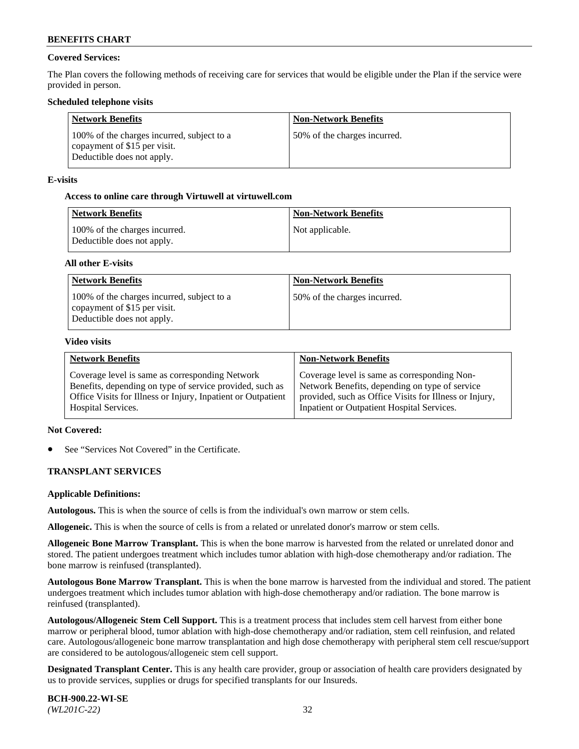**Covered Services:**

The Plan covers the following methods of receiving care for services that would be eligible under the Plan if the service were provided in person.

**Scheduled telephone visits**

| Network Benefits | Non-Network Benefits |
| --- | --- |
| 100% of the charges incurred, subject to a copayment of $15 per visit. Deductible does not apply. | 50% of the charges incurred. |

**E-visits**

**Access to online care through Virtuwell at virtuwell.com**

| Network Benefits | Non-Network Benefits |
| --- | --- |
| 100% of the charges incurred. Deductible does not apply. | Not applicable. |

**All other E-visits**

| Network Benefits | Non-Network Benefits |
| --- | --- |
| 100% of the charges incurred, subject to a copayment of $15 per visit. Deductible does not apply. | 50% of the charges incurred. |

**Video visits**

| Network Benefits | Non-Network Benefits |
| --- | --- |
| Coverage level is same as corresponding Network Benefits, depending on type of service provided, such as Office Visits for Illness or Injury, Inpatient or Outpatient Hospital Services. | Coverage level is same as corresponding Non-Network Benefits, depending on type of service provided, such as Office Visits for Illness or Injury, Inpatient or Outpatient Hospital Services. |

**Not Covered:**

- See "Services Not Covered" in the Certificate.

**TRANSPLANT SERVICES**

**Applicable Definitions:**

**Autologous.** This is when the source of cells is from the individual's own marrow or stem cells.

**Allogeneic.** This is when the source of cells is from a related or unrelated donor's marrow or stem cells.

**Allogeneic Bone Marrow Transplant.** This is when the bone marrow is harvested from the related or unrelated donor and stored. The patient undergoes treatment which includes tumor ablation with high-dose chemotherapy and/or radiation. The bone marrow is reinfused (transplanted).

**Autologous Bone Marrow Transplant.** This is when the bone marrow is harvested from the individual and stored. The patient undergoes treatment which includes tumor ablation with high-dose chemotherapy and/or radiation. The bone marrow is reinfused (transplanted).

**Autologous/Allogeneic Stem Cell Support.** This is a treatment process that includes stem cell harvest from either bone marrow or peripheral blood, tumor ablation with high-dose chemotherapy and/or radiation, stem cell reinfusion, and related care. Autologous/allogeneic bone marrow transplantation and high dose chemotherapy with peripheral stem cell rescue/support are considered to be autologous/allogeneic stem cell support.

**Designated Transplant Center.** This is any health care provider, group or association of health care providers designated by us to provide services, supplies or drugs for specified transplants for our Insureds.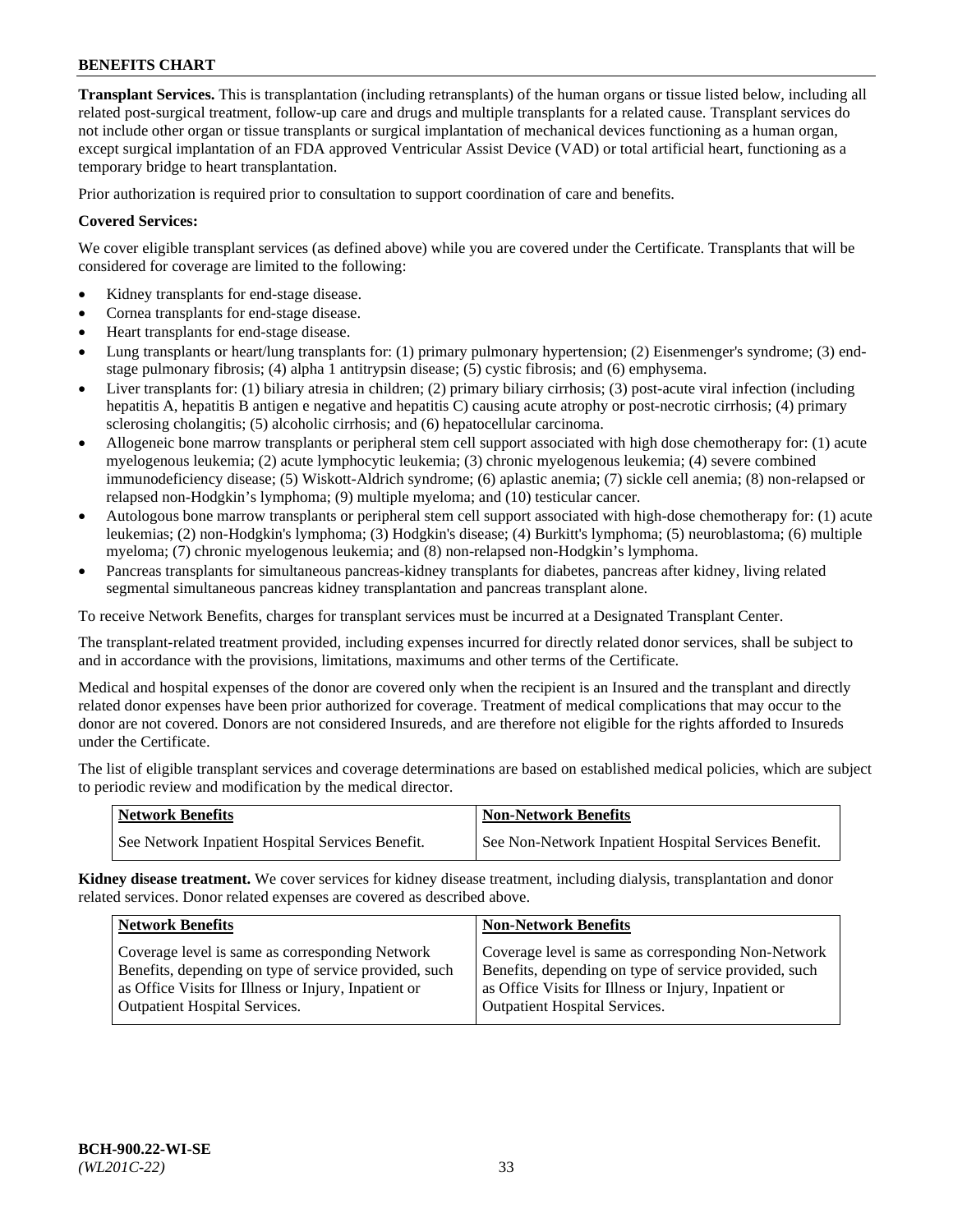**BENEFITS CHART**

**Transplant Services.** This is transplantation (including retransplants) of the human organs or tissue listed below, including all related post-surgical treatment, follow-up care and drugs and multiple transplants for a related cause. Transplant services do not include other organ or tissue transplants or surgical implantation of mechanical devices functioning as a human organ, except surgical implantation of an FDA approved Ventricular Assist Device (VAD) or total artificial heart, functioning as a temporary bridge to heart transplantation.

Prior authorization is required prior to consultation to support coordination of care and benefits.

**Covered Services:**

We cover eligible transplant services (as defined above) while you are covered under the Certificate. Transplants that will be considered for coverage are limited to the following:

- Kidney transplants for end-stage disease.
- Cornea transplants for end-stage disease.
- Heart transplants for end-stage disease.
- Lung transplants or heart/lung transplants for: (1) primary pulmonary hypertension; (2) Eisenmenger's syndrome; (3) end-stage pulmonary fibrosis; (4) alpha 1 antitrypsin disease; (5) cystic fibrosis; and (6) emphysema.
- Liver transplants for: (1) biliary atresia in children; (2) primary biliary cirrhosis; (3) post-acute viral infection (including hepatitis A, hepatitis B antigen e negative and hepatitis C) causing acute atrophy or post-necrotic cirrhosis; (4) primary sclerosing cholangitis; (5) alcoholic cirrhosis; and (6) hepatocellular carcinoma.
- Allogeneic bone marrow transplants or peripheral stem cell support associated with high dose chemotherapy for: (1) acute myelogenous leukemia; (2) acute lymphocytic leukemia; (3) chronic myelogenous leukemia; (4) severe combined immunodeficiency disease; (5) Wiskott-Aldrich syndrome; (6) aplastic anemia; (7) sickle cell anemia; (8) non-relapsed or relapsed non-Hodgkin's lymphoma; (9) multiple myeloma; and (10) testicular cancer.
- Autologous bone marrow transplants or peripheral stem cell support associated with high-dose chemotherapy for: (1) acute leukemias; (2) non-Hodgkin's lymphoma; (3) Hodgkin's disease; (4) Burkitt's lymphoma; (5) neuroblastoma; (6) multiple myeloma; (7) chronic myelogenous leukemia; and (8) non-relapsed non-Hodgkin's lymphoma.
- Pancreas transplants for simultaneous pancreas-kidney transplants for diabetes, pancreas after kidney, living related segmental simultaneous pancreas kidney transplantation and pancreas transplant alone.

To receive Network Benefits, charges for transplant services must be incurred at a Designated Transplant Center.

The transplant-related treatment provided, including expenses incurred for directly related donor services, shall be subject to and in accordance with the provisions, limitations, maximums and other terms of the Certificate.

Medical and hospital expenses of the donor are covered only when the recipient is an Insured and the transplant and directly related donor expenses have been prior authorized for coverage. Treatment of medical complications that may occur to the donor are not covered. Donors are not considered Insureds, and are therefore not eligible for the rights afforded to Insureds under the Certificate.

The list of eligible transplant services and coverage determinations are based on established medical policies, which are subject to periodic review and modification by the medical director.

| Network Benefits | Non-Network Benefits |
|---|---|
| See Network Inpatient Hospital Services Benefit. | See Non-Network Inpatient Hospital Services Benefit. |

**Kidney disease treatment.** We cover services for kidney disease treatment, including dialysis, transplantation and donor related services. Donor related expenses are covered as described above.

| Network Benefits | Non-Network Benefits |
|---|---|
| Coverage level is same as corresponding Network Benefits, depending on type of service provided, such as Office Visits for Illness or Injury, Inpatient or Outpatient Hospital Services. | Coverage level is same as corresponding Non-Network Benefits, depending on type of service provided, such as Office Visits for Illness or Injury, Inpatient or Outpatient Hospital Services. |

**BCH-900.22-WI-SE**
*(WL201C-22)*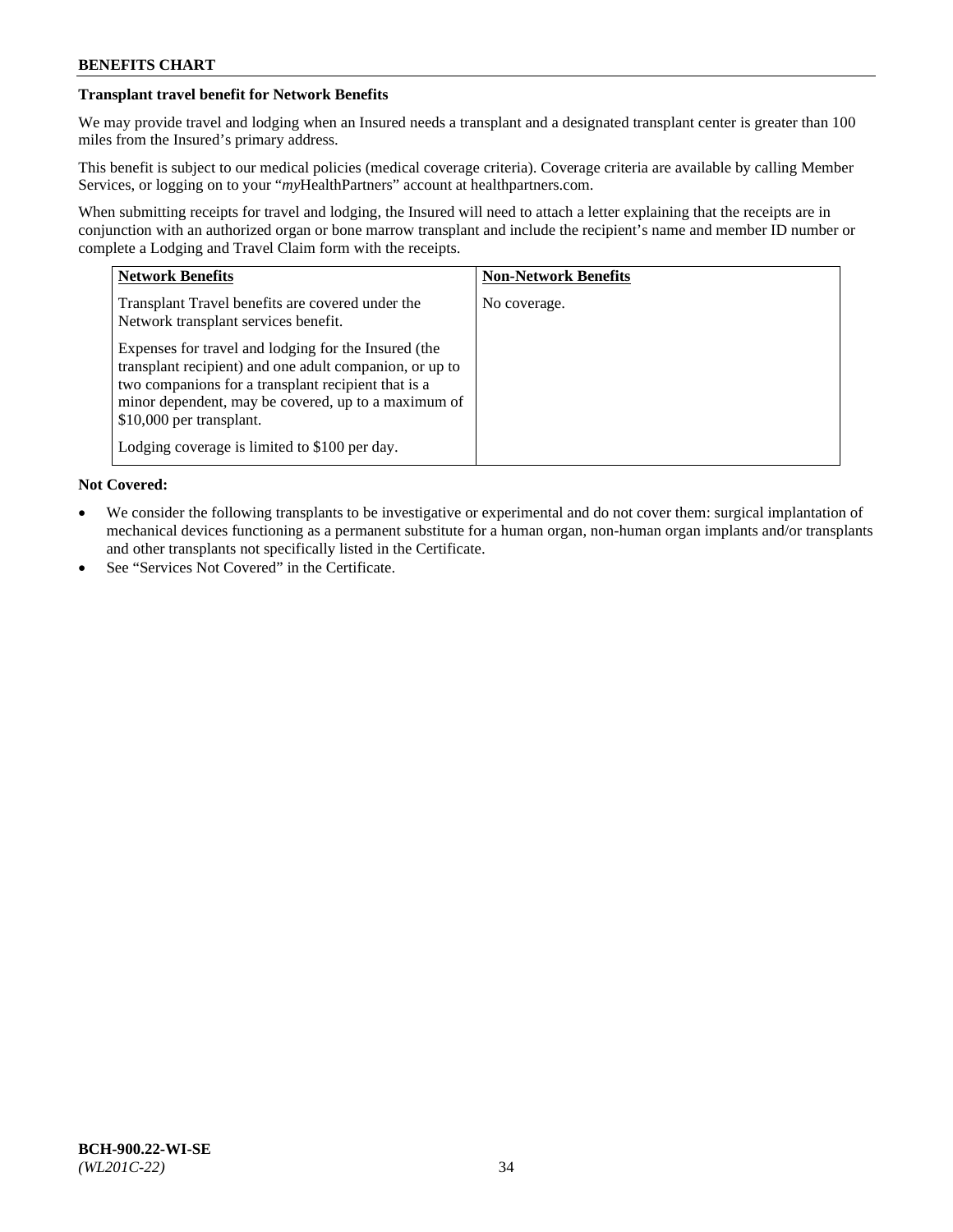**Transplant travel benefit for Network Benefits**

We may provide travel and lodging when an Insured needs a transplant and a designated transplant center is greater than 100 miles from the Insured's primary address.

This benefit is subject to our medical policies (medical coverage criteria). Coverage criteria are available by calling Member Services, or logging on to your "*my*HealthPartners" account at healthpartners.com.

When submitting receipts for travel and lodging, the Insured will need to attach a letter explaining that the receipts are in conjunction with an authorized organ or bone marrow transplant and include the recipient's name and member ID number or complete a Lodging and Travel Claim form with the receipts.

| Network Benefits | Non-Network Benefits |
|---|---|
| Transplant Travel benefits are covered under the Network transplant services benefit.<br><br>Expenses for travel and lodging for the Insured (the transplant recipient) and one adult companion, or up to two companions for a transplant recipient that is a minor dependent, may be covered, up to a maximum of $10,000 per transplant.<br><br>Lodging coverage is limited to $100 per day. | No coverage. |

**Not Covered:**

- We consider the following transplants to be investigative or experimental and do not cover them: surgical implantation of mechanical devices functioning as a permanent substitute for a human organ, non-human organ implants and/or transplants and other transplants not specifically listed in the Certificate.
- See "Services Not Covered" in the Certificate.

**BCH-900.22-WI-SE**
*(WL201C-22)*